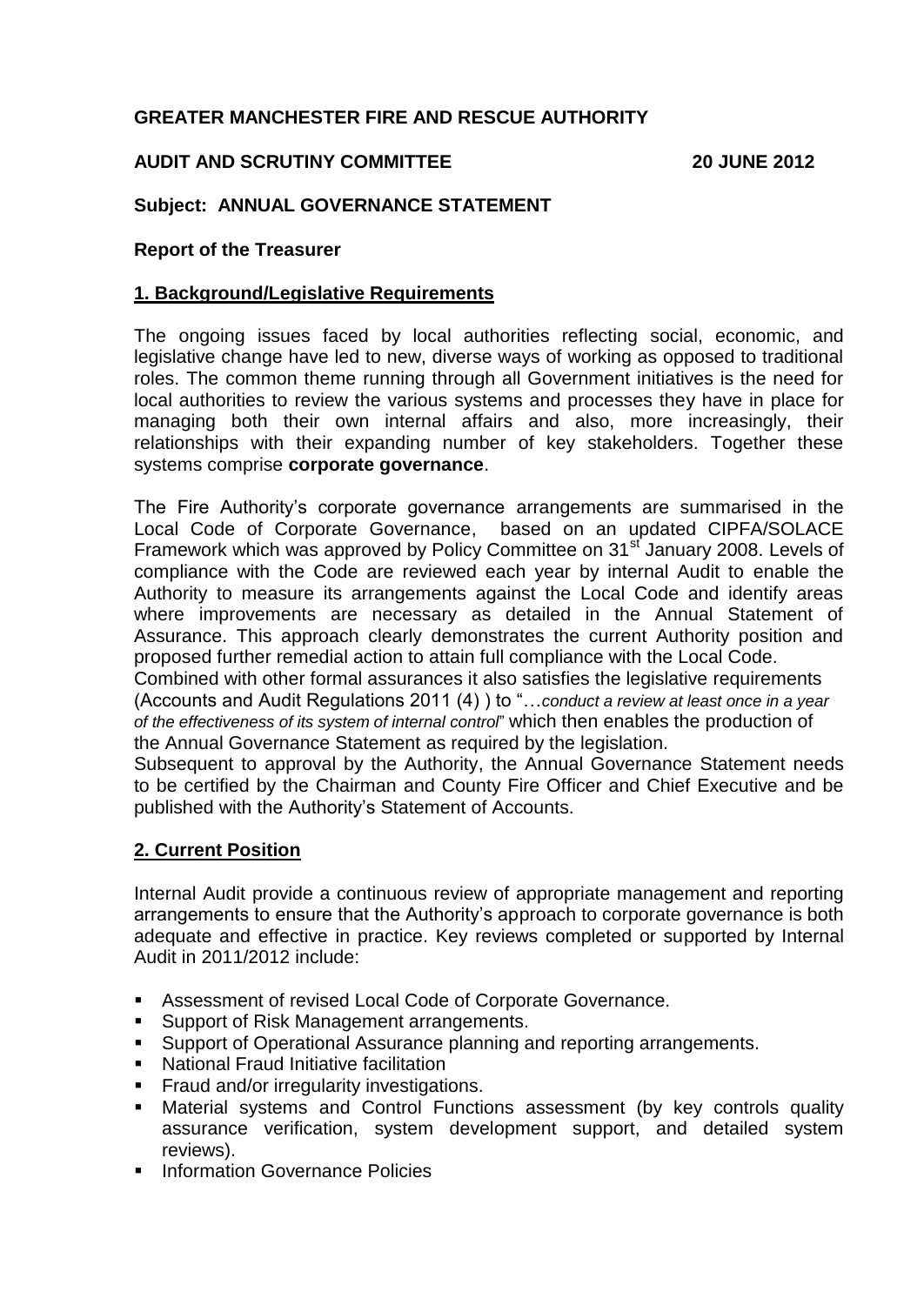**GREATER MANCHESTER FIRE AND RESCUE AUTHORITY**

**AUDIT AND SCRUTINY COMMITTEE** **20 JUNE 2012**

**Subject: ANNUAL GOVERNANCE STATEMENT**

**Report of the Treasurer**

## 1. Background/Legislative Requirements

The ongoing issues faced by local authorities reflecting social, economic, and legislative change have led to new, diverse ways of working as opposed to traditional roles. The common theme running through all Government initiatives is the need for local authorities to review the various systems and processes they have in place for managing both their own internal affairs and also, more increasingly, their relationships with their expanding number of key stakeholders. Together these systems comprise **corporate governance**.

The Fire Authority's corporate governance arrangements are summarised in the Local Code of Corporate Governance, based on an updated CIPFA/SOLACE Framework which was approved by Policy Committee on 31st January 2008. Levels of compliance with the Code are reviewed each year by internal Audit to enable the Authority to measure its arrangements against the Local Code and identify areas where improvements are necessary as detailed in the Annual Statement of Assurance. This approach clearly demonstrates the current Authority position and proposed further remedial action to attain full compliance with the Local Code.

Combined with other formal assurances it also satisfies the legislative requirements (Accounts and Audit Regulations 2011 (4) ) to "…*conduct a review at least once in a year of the effectiveness of its system of internal control*" which then enables the production of the Annual Governance Statement as required by the legislation.

Subsequent to approval by the Authority, the Annual Governance Statement needs to be certified by the Chairman and County Fire Officer and Chief Executive and be published with the Authority's Statement of Accounts.

## 2. Current Position

Internal Audit provide a continuous review of appropriate management and reporting arrangements to ensure that the Authority's approach to corporate governance is both adequate and effective in practice. Key reviews completed or supported by Internal Audit in 2011/2012 include:

- Assessment of revised Local Code of Corporate Governance.
- Support of Risk Management arrangements.
- Support of Operational Assurance planning and reporting arrangements.
- National Fraud Initiative facilitation
- Fraud and/or irregularity investigations.
- Material systems and Control Functions assessment (by key controls quality assurance verification, system development support, and detailed system reviews).
- Information Governance Policies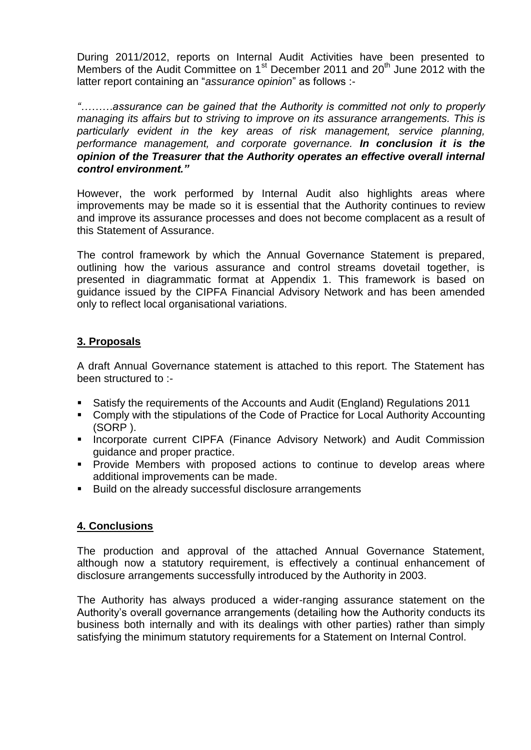During 2011/2012, reports on Internal Audit Activities have been presented to Members of the Audit Committee on 1st December 2011 and 20th June 2012 with the latter report containing an "*assurance opinion*" as follows :-

*"………assurance can be gained that the Authority is committed not only to properly managing its affairs but to striving to improve on its assurance arrangements. This is particularly evident in the key areas of risk management, service planning, performance management, and corporate governance.* ***In conclusion it is the opinion of the Treasurer that the Authority operates an effective overall internal control environment."***

However, the work performed by Internal Audit also highlights areas where improvements may be made so it is essential that the Authority continues to review and improve its assurance processes and does not become complacent as a result of this Statement of Assurance.

The control framework by which the Annual Governance Statement is prepared, outlining how the various assurance and control streams dovetail together, is presented in diagrammatic format at Appendix 1. This framework is based on guidance issued by the CIPFA Financial Advisory Network and has been amended only to reflect local organisational variations.

## 3. Proposals

A draft Annual Governance statement is attached to this report. The Statement has been structured to :-

- Satisfy the requirements of the Accounts and Audit (England) Regulations 2011
- Comply with the stipulations of the Code of Practice for Local Authority Accounting (SORP ).
- Incorporate current CIPFA (Finance Advisory Network) and Audit Commission guidance and proper practice.
- Provide Members with proposed actions to continue to develop areas where additional improvements can be made.
- Build on the already successful disclosure arrangements

## 4. Conclusions

The production and approval of the attached Annual Governance Statement, although now a statutory requirement, is effectively a continual enhancement of disclosure arrangements successfully introduced by the Authority in 2003.

The Authority has always produced a wider-ranging assurance statement on the Authority's overall governance arrangements (detailing how the Authority conducts its business both internally and with its dealings with other parties) rather than simply satisfying the minimum statutory requirements for a Statement on Internal Control.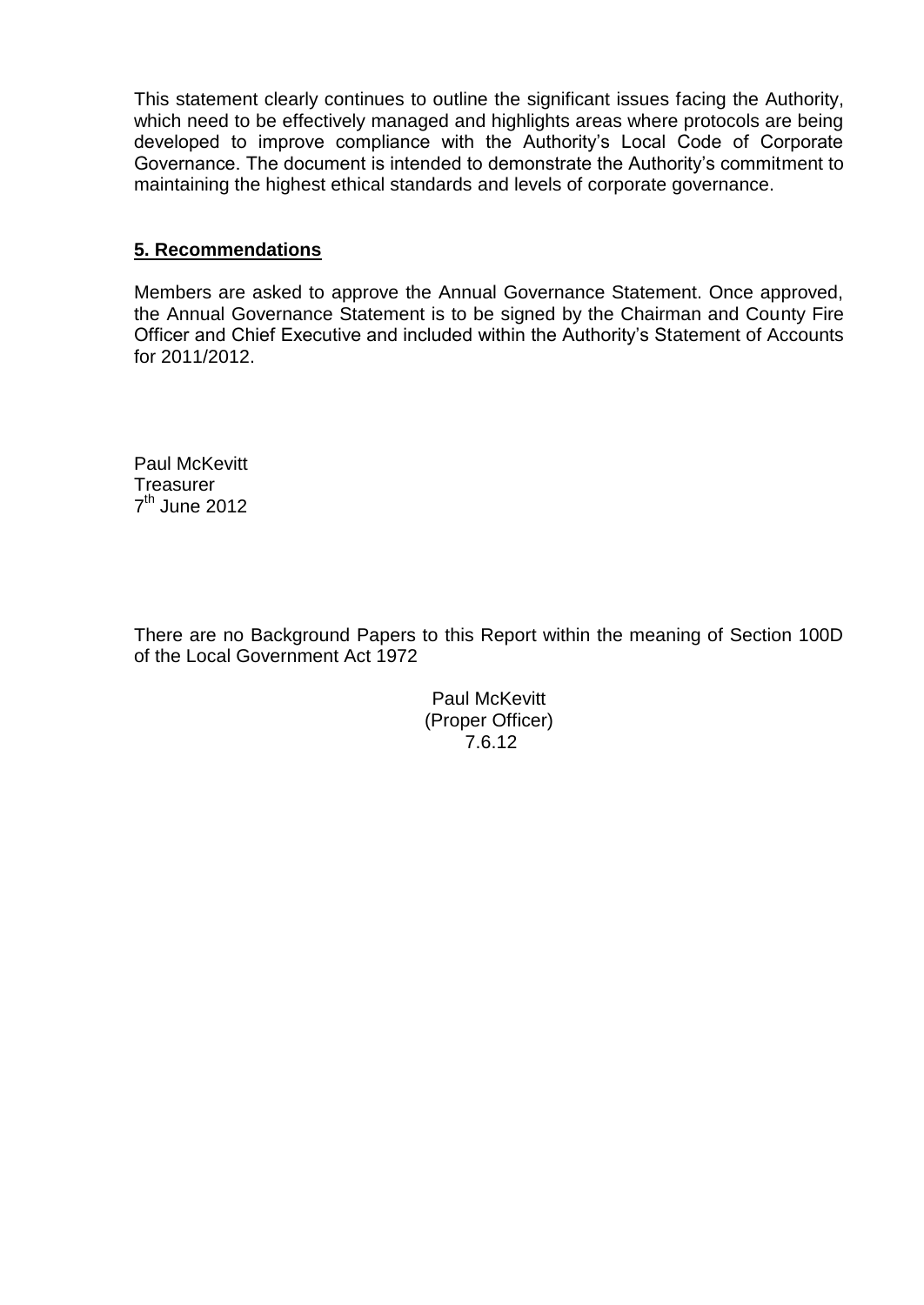This statement clearly continues to outline the significant issues facing the Authority, which need to be effectively managed and highlights areas where protocols are being developed to improve compliance with the Authority's Local Code of Corporate Governance. The document is intended to demonstrate the Authority's commitment to maintaining the highest ethical standards and levels of corporate governance.

## **5. Recommendations**

Members are asked to approve the Annual Governance Statement. Once approved, the Annual Governance Statement is to be signed by the Chairman and County Fire Officer and Chief Executive and included within the Authority's Statement of Accounts for 2011/2012.

Paul McKevitt
Treasurer
7th June 2012

There are no Background Papers to this Report within the meaning of Section 100D of the Local Government Act 1972

Paul McKevitt
(Proper Officer)
7.6.12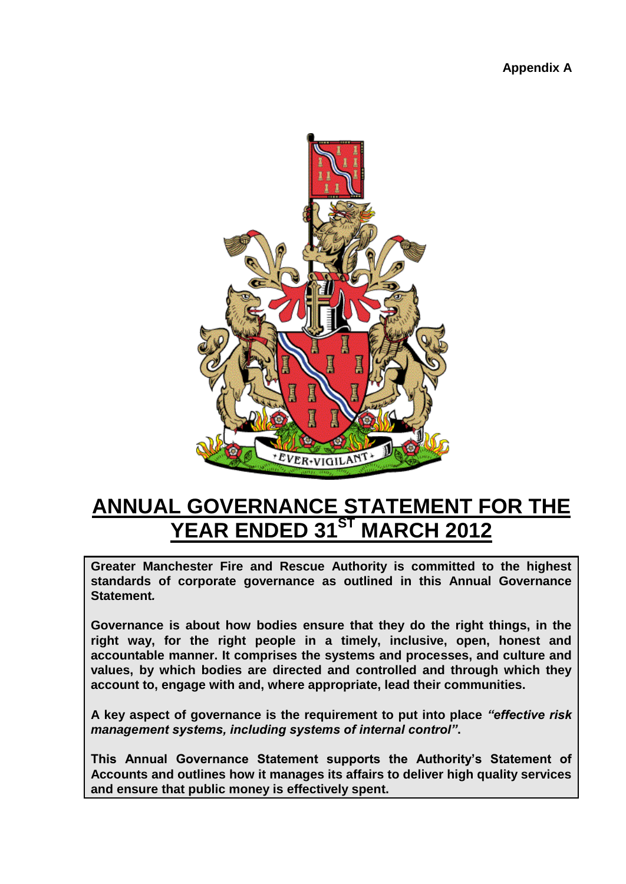**Appendix A**

# ANNUAL GOVERNANCE STATEMENT FOR THE YEAR ENDED 31ST MARCH 2012

**Greater Manchester Fire and Rescue Authority is committed to the highest standards of corporate governance as outlined in this Annual Governance Statement.**

**Governance is about how bodies ensure that they do the right things, in the right way, for the right people in a timely, inclusive, open, honest and accountable manner. It comprises the systems and processes, and culture and values, by which bodies are directed and controlled and through which they account to, engage with and, where appropriate, lead their communities.**

**A key aspect of governance is the requirement to put into place *"effective risk management systems, including systems of internal control"*.**

**This Annual Governance Statement supports the Authority's Statement of Accounts and outlines how it manages its affairs to deliver high quality services and ensure that public money is effectively spent.**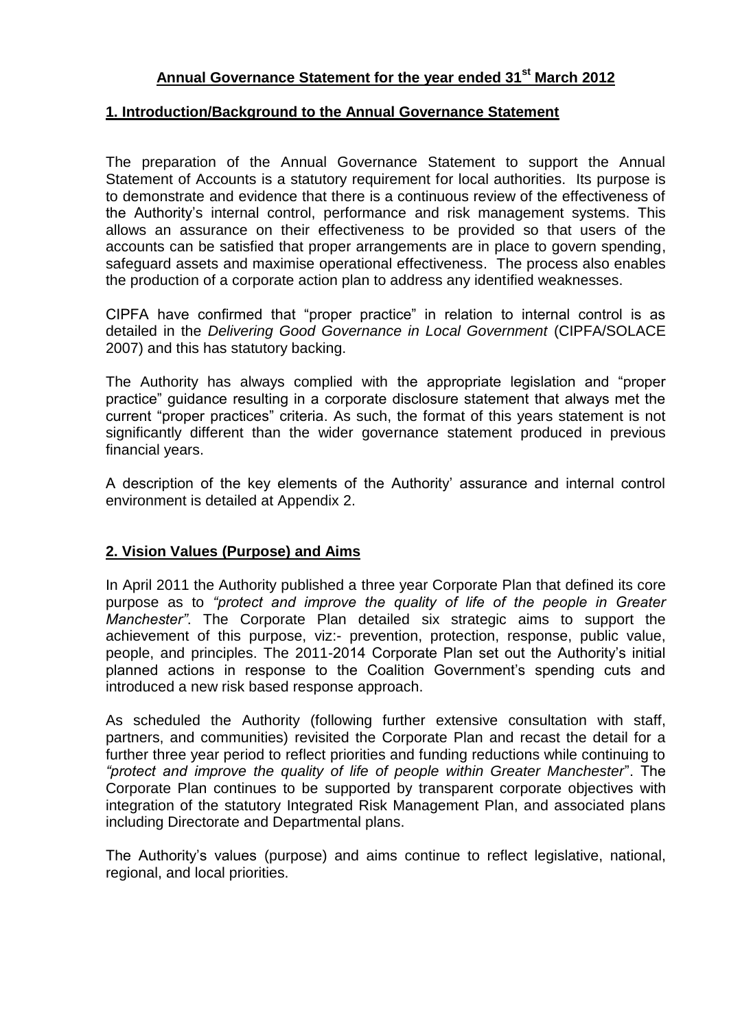## Annual Governance Statement for the year ended 31st March 2012

### 1. Introduction/Background to the Annual Governance Statement

The preparation of the Annual Governance Statement to support the Annual Statement of Accounts is a statutory requirement for local authorities. Its purpose is to demonstrate and evidence that there is a continuous review of the effectiveness of the Authority's internal control, performance and risk management systems. This allows an assurance on their effectiveness to be provided so that users of the accounts can be satisfied that proper arrangements are in place to govern spending, safeguard assets and maximise operational effectiveness. The process also enables the production of a corporate action plan to address any identified weaknesses.

CIPFA have confirmed that "proper practice" in relation to internal control is as detailed in the *Delivering Good Governance in Local Government* (CIPFA/SOLACE 2007) and this has statutory backing.

The Authority has always complied with the appropriate legislation and "proper practice" guidance resulting in a corporate disclosure statement that always met the current "proper practices" criteria. As such, the format of this years statement is not significantly different than the wider governance statement produced in previous financial years.

A description of the key elements of the Authority' assurance and internal control environment is detailed at Appendix 2.

### 2. Vision Values (Purpose) and Aims

In April 2011 the Authority published a three year Corporate Plan that defined its core purpose as to *"protect and improve the quality of life of the people in Greater Manchester"*. The Corporate Plan detailed six strategic aims to support the achievement of this purpose, viz:- prevention, protection, response, public value, people, and principles. The 2011-2014 Corporate Plan set out the Authority's initial planned actions in response to the Coalition Government's spending cuts and introduced a new risk based response approach.

As scheduled the Authority (following further extensive consultation with staff, partners, and communities) revisited the Corporate Plan and recast the detail for a further three year period to reflect priorities and funding reductions while continuing to *"protect and improve the quality of life of people within Greater Manchester*". The Corporate Plan continues to be supported by transparent corporate objectives with integration of the statutory Integrated Risk Management Plan, and associated plans including Directorate and Departmental plans.

The Authority's values (purpose) and aims continue to reflect legislative, national, regional, and local priorities.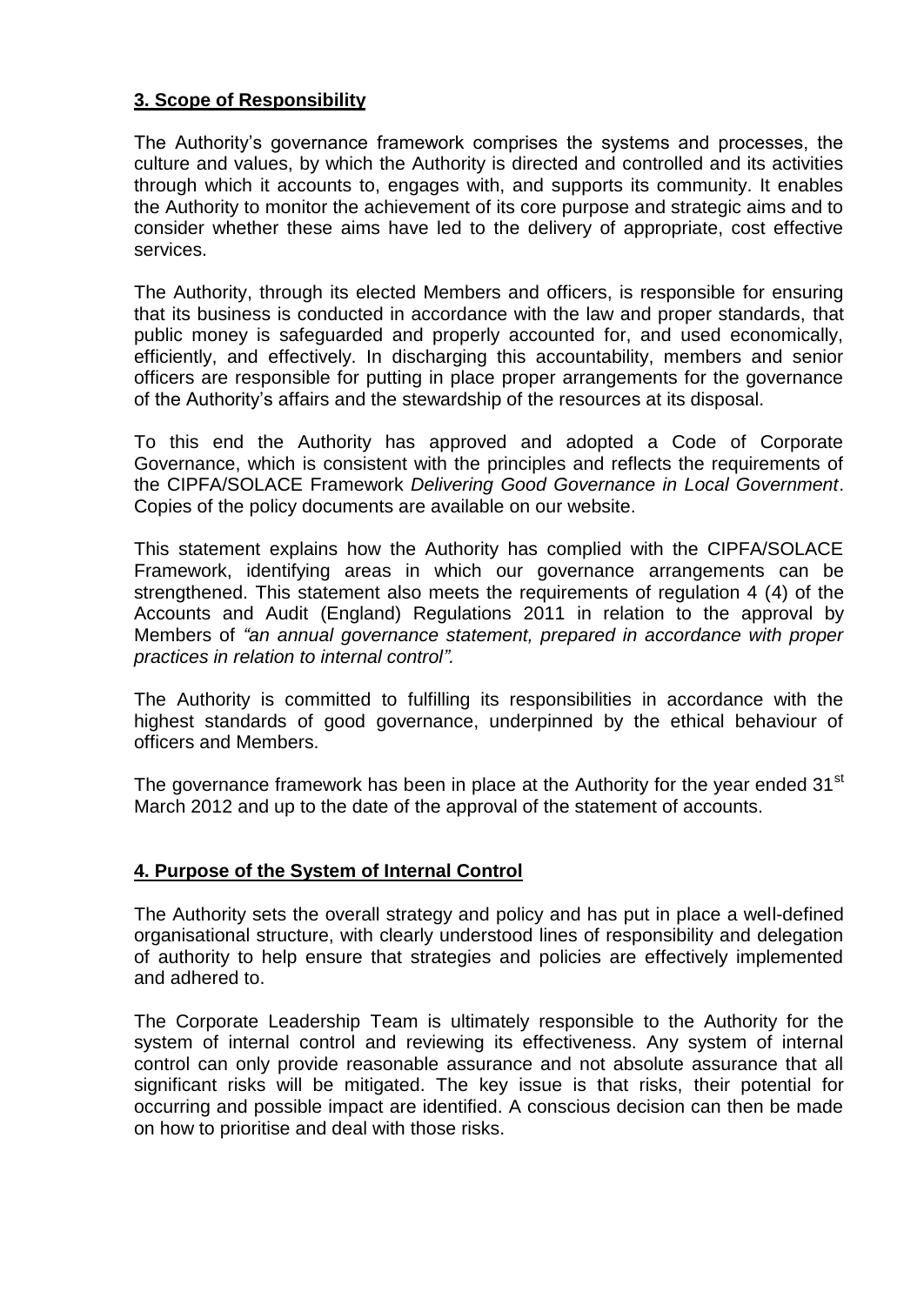## **3. Scope of Responsibility**

The Authority's governance framework comprises the systems and processes, the culture and values, by which the Authority is directed and controlled and its activities through which it accounts to, engages with, and supports its community. It enables the Authority to monitor the achievement of its core purpose and strategic aims and to consider whether these aims have led to the delivery of appropriate, cost effective services.

The Authority, through its elected Members and officers, is responsible for ensuring that its business is conducted in accordance with the law and proper standards, that public money is safeguarded and properly accounted for, and used economically, efficiently, and effectively. In discharging this accountability, members and senior officers are responsible for putting in place proper arrangements for the governance of the Authority's affairs and the stewardship of the resources at its disposal.

To this end the Authority has approved and adopted a Code of Corporate Governance, which is consistent with the principles and reflects the requirements of the CIPFA/SOLACE Framework *Delivering Good Governance in Local Government*. Copies of the policy documents are available on our website.

This statement explains how the Authority has complied with the CIPFA/SOLACE Framework, identifying areas in which our governance arrangements can be strengthened. This statement also meets the requirements of regulation 4 (4) of the Accounts and Audit (England) Regulations 2011 in relation to the approval by Members of *"an annual governance statement, prepared in accordance with proper practices in relation to internal control".*

The Authority is committed to fulfilling its responsibilities in accordance with the highest standards of good governance, underpinned by the ethical behaviour of officers and Members.

The governance framework has been in place at the Authority for the year ended 31st March 2012 and up to the date of the approval of the statement of accounts.

## **4. Purpose of the System of Internal Control**

The Authority sets the overall strategy and policy and has put in place a well-defined organisational structure, with clearly understood lines of responsibility and delegation of authority to help ensure that strategies and policies are effectively implemented and adhered to.

The Corporate Leadership Team is ultimately responsible to the Authority for the system of internal control and reviewing its effectiveness. Any system of internal control can only provide reasonable assurance and not absolute assurance that all significant risks will be mitigated. The key issue is that risks, their potential for occurring and possible impact are identified. A conscious decision can then be made on how to prioritise and deal with those risks.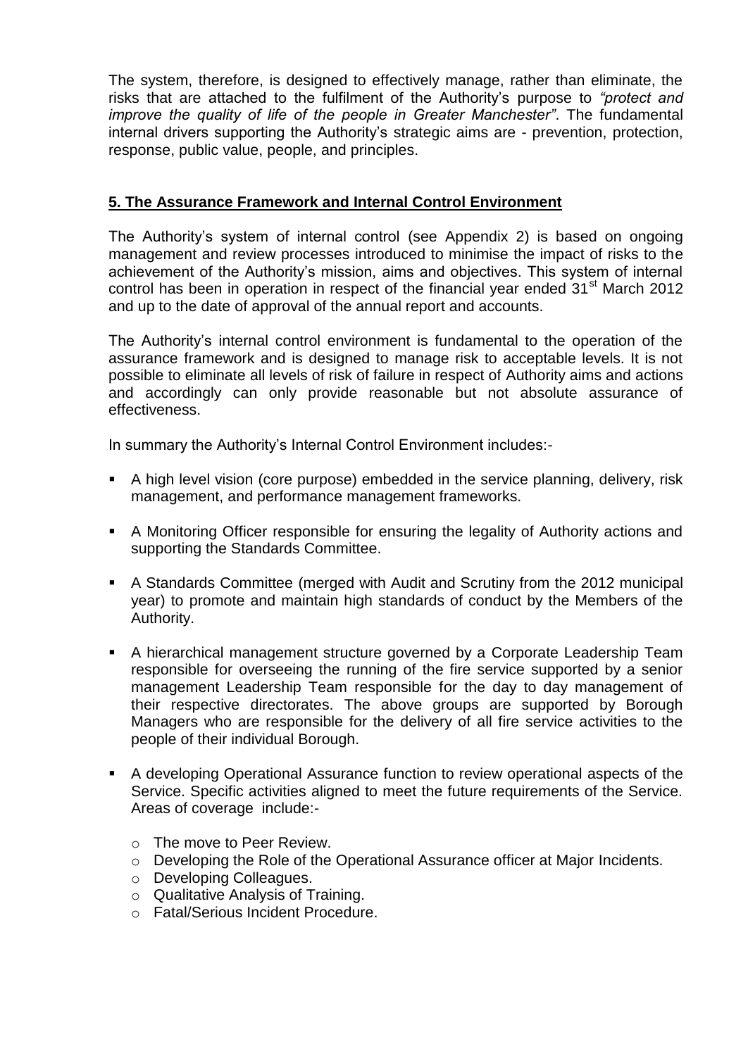The system, therefore, is designed to effectively manage, rather than eliminate, the risks that are attached to the fulfilment of the Authority's purpose to *"protect and improve the quality of life of the people in Greater Manchester"*. The fundamental internal drivers supporting the Authority's strategic aims are - prevention, protection, response, public value, people, and principles.

## 5. The Assurance Framework and Internal Control Environment

The Authority's system of internal control (see Appendix 2) is based on ongoing management and review processes introduced to minimise the impact of risks to the achievement of the Authority's mission, aims and objectives. This system of internal control has been in operation in respect of the financial year ended 31st March 2012 and up to the date of approval of the annual report and accounts.

The Authority's internal control environment is fundamental to the operation of the assurance framework and is designed to manage risk to acceptable levels. It is not possible to eliminate all levels of risk of failure in respect of Authority aims and actions and accordingly can only provide reasonable but not absolute assurance of effectiveness.

In summary the Authority's Internal Control Environment includes:-

- A high level vision (core purpose) embedded in the service planning, delivery, risk management, and performance management frameworks.
- A Monitoring Officer responsible for ensuring the legality of Authority actions and supporting the Standards Committee.
- A Standards Committee (merged with Audit and Scrutiny from the 2012 municipal year) to promote and maintain high standards of conduct by the Members of the Authority.
- A hierarchical management structure governed by a Corporate Leadership Team responsible for overseeing the running of the fire service supported by a senior management Leadership Team responsible for the day to day management of their respective directorates. The above groups are supported by Borough Managers who are responsible for the delivery of all fire service activities to the people of their individual Borough.
- A developing Operational Assurance function to review operational aspects of the Service. Specific activities aligned to meet the future requirements of the Service. Areas of coverage include:-
  - The move to Peer Review.
  - Developing the Role of the Operational Assurance officer at Major Incidents.
  - Developing Colleagues.
  - Qualitative Analysis of Training.
  - Fatal/Serious Incident Procedure.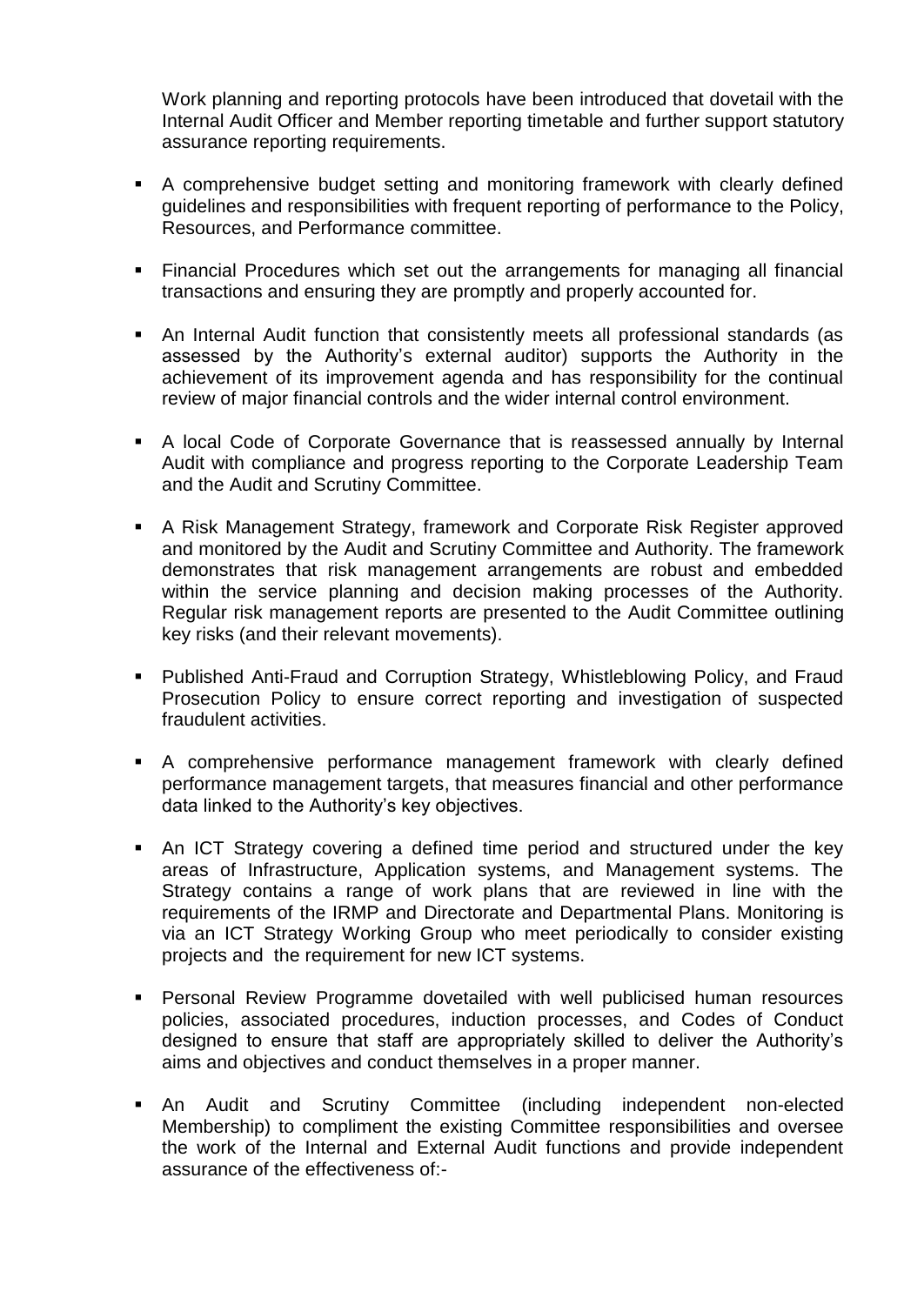Work planning and reporting protocols have been introduced that dovetail with the Internal Audit Officer and Member reporting timetable and further support statutory assurance reporting requirements.

- A comprehensive budget setting and monitoring framework with clearly defined guidelines and responsibilities with frequent reporting of performance to the Policy, Resources, and Performance committee.
- Financial Procedures which set out the arrangements for managing all financial transactions and ensuring they are promptly and properly accounted for.
- An Internal Audit function that consistently meets all professional standards (as assessed by the Authority's external auditor) supports the Authority in the achievement of its improvement agenda and has responsibility for the continual review of major financial controls and the wider internal control environment.
- A local Code of Corporate Governance that is reassessed annually by Internal Audit with compliance and progress reporting to the Corporate Leadership Team and the Audit and Scrutiny Committee.
- A Risk Management Strategy, framework and Corporate Risk Register approved and monitored by the Audit and Scrutiny Committee and Authority. The framework demonstrates that risk management arrangements are robust and embedded within the service planning and decision making processes of the Authority. Regular risk management reports are presented to the Audit Committee outlining key risks (and their relevant movements).
- Published Anti-Fraud and Corruption Strategy, Whistleblowing Policy, and Fraud Prosecution Policy to ensure correct reporting and investigation of suspected fraudulent activities.
- A comprehensive performance management framework with clearly defined performance management targets, that measures financial and other performance data linked to the Authority's key objectives.
- An ICT Strategy covering a defined time period and structured under the key areas of Infrastructure, Application systems, and Management systems. The Strategy contains a range of work plans that are reviewed in line with the requirements of the IRMP and Directorate and Departmental Plans. Monitoring is via an ICT Strategy Working Group who meet periodically to consider existing projects and the requirement for new ICT systems.
- Personal Review Programme dovetailed with well publicised human resources policies, associated procedures, induction processes, and Codes of Conduct designed to ensure that staff are appropriately skilled to deliver the Authority's aims and objectives and conduct themselves in a proper manner.
- An Audit and Scrutiny Committee (including independent non-elected Membership) to compliment the existing Committee responsibilities and oversee the work of the Internal and External Audit functions and provide independent assurance of the effectiveness of:-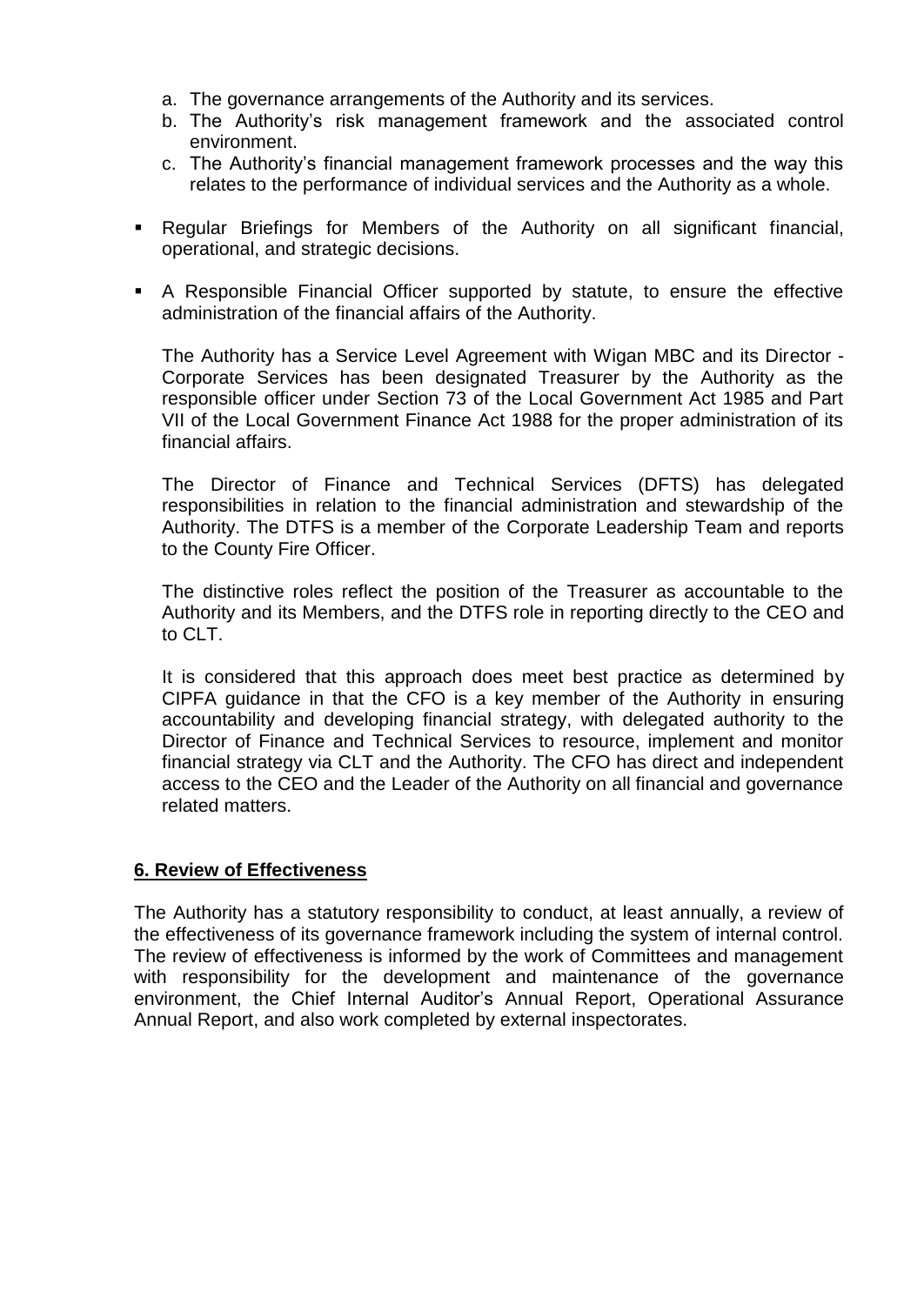a. The governance arrangements of the Authority and its services.
   b. The Authority's risk management framework and the associated control environment.
   c. The Authority's financial management framework processes and the way this relates to the performance of individual services and the Authority as a whole.

- Regular Briefings for Members of the Authority on all significant financial, operational, and strategic decisions.

- A Responsible Financial Officer supported by statute, to ensure the effective administration of the financial affairs of the Authority.

  The Authority has a Service Level Agreement with Wigan MBC and its Director - Corporate Services has been designated Treasurer by the Authority as the responsible officer under Section 73 of the Local Government Act 1985 and Part VII of the Local Government Finance Act 1988 for the proper administration of its financial affairs.

  The Director of Finance and Technical Services (DFTS) has delegated responsibilities in relation to the financial administration and stewardship of the Authority. The DTFS is a member of the Corporate Leadership Team and reports to the County Fire Officer.

  The distinctive roles reflect the position of the Treasurer as accountable to the Authority and its Members, and the DTFS role in reporting directly to the CEO and to CLT.

  It is considered that this approach does meet best practice as determined by CIPFA guidance in that the CFO is a key member of the Authority in ensuring accountability and developing financial strategy, with delegated authority to the Director of Finance and Technical Services to resource, implement and monitor financial strategy via CLT and the Authority. The CFO has direct and independent access to the CEO and the Leader of the Authority on all financial and governance related matters.

## 6. Review of Effectiveness

The Authority has a statutory responsibility to conduct, at least annually, a review of the effectiveness of its governance framework including the system of internal control. The review of effectiveness is informed by the work of Committees and management with responsibility for the development and maintenance of the governance environment, the Chief Internal Auditor's Annual Report, Operational Assurance Annual Report, and also work completed by external inspectorates.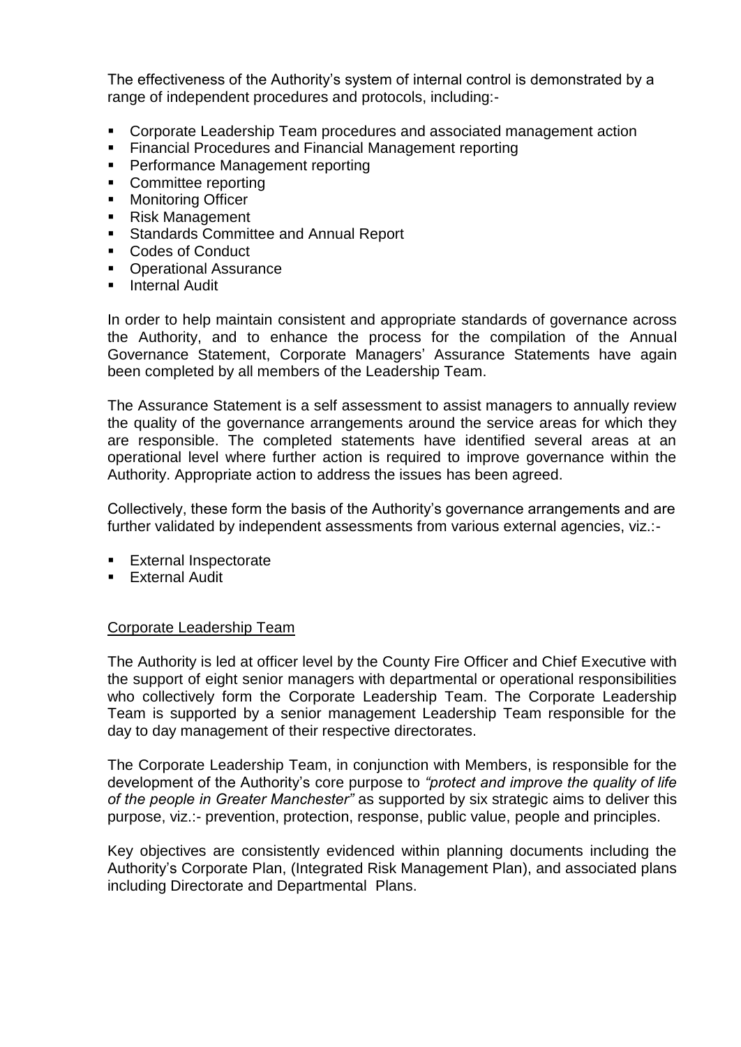The effectiveness of the Authority's system of internal control is demonstrated by a range of independent procedures and protocols, including:-

- Corporate Leadership Team procedures and associated management action
- Financial Procedures and Financial Management reporting
- Performance Management reporting
- Committee reporting
- Monitoring Officer
- Risk Management
- Standards Committee and Annual Report
- Codes of Conduct
- Operational Assurance
- Internal Audit

In order to help maintain consistent and appropriate standards of governance across the Authority, and to enhance the process for the compilation of the Annual Governance Statement, Corporate Managers' Assurance Statements have again been completed by all members of the Leadership Team.

The Assurance Statement is a self assessment to assist managers to annually review the quality of the governance arrangements around the service areas for which they are responsible. The completed statements have identified several areas at an operational level where further action is required to improve governance within the Authority. Appropriate action to address the issues has been agreed.

Collectively, these form the basis of the Authority's governance arrangements and are further validated by independent assessments from various external agencies, viz.:-

- External Inspectorate
- External Audit

## Corporate Leadership Team

The Authority is led at officer level by the County Fire Officer and Chief Executive with the support of eight senior managers with departmental or operational responsibilities who collectively form the Corporate Leadership Team. The Corporate Leadership Team is supported by a senior management Leadership Team responsible for the day to day management of their respective directorates.

The Corporate Leadership Team, in conjunction with Members, is responsible for the development of the Authority's core purpose to *"protect and improve the quality of life of the people in Greater Manchester"* as supported by six strategic aims to deliver this purpose, viz.:- prevention, protection, response, public value, people and principles.

Key objectives are consistently evidenced within planning documents including the Authority's Corporate Plan, (Integrated Risk Management Plan), and associated plans including Directorate and Departmental Plans.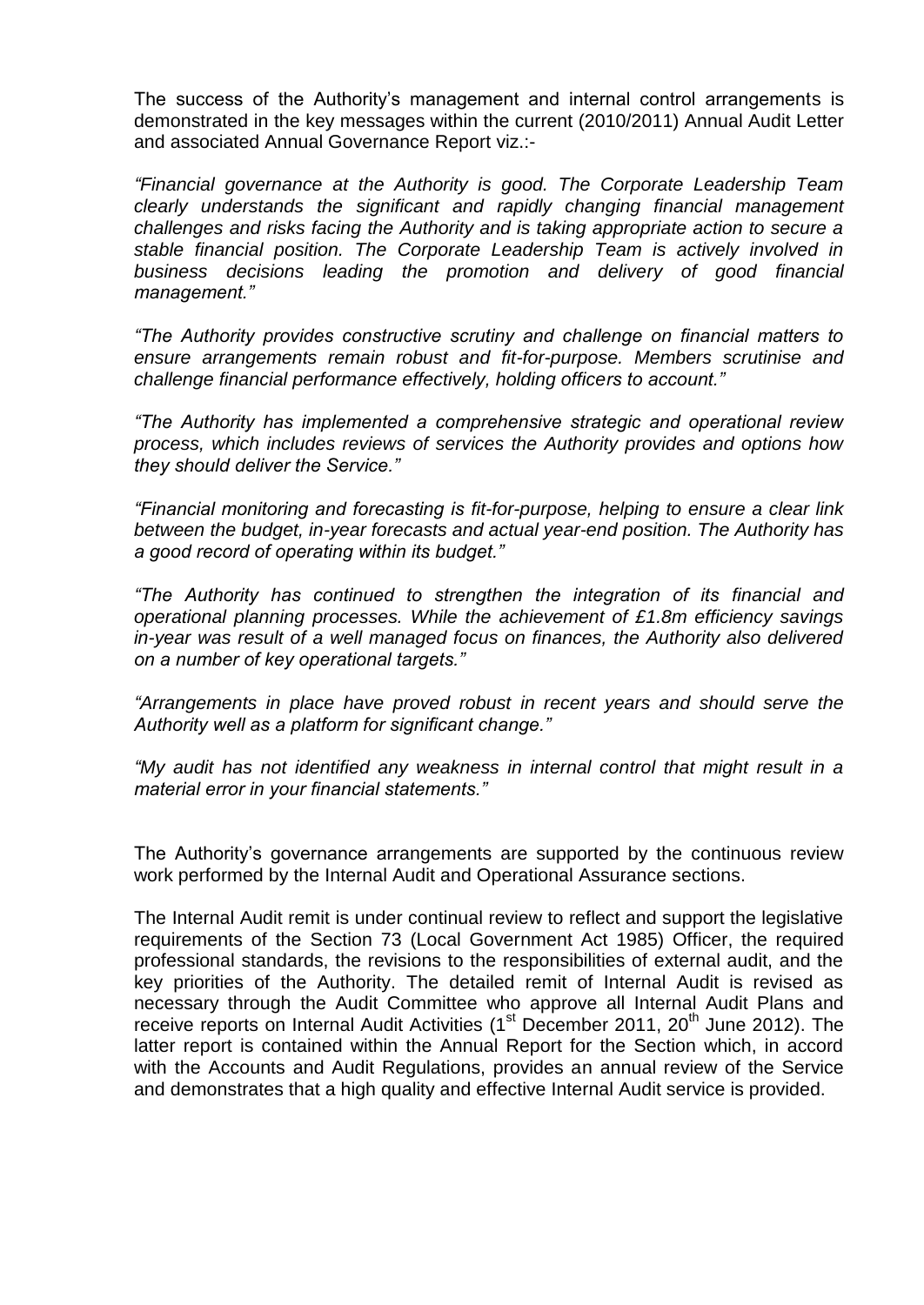The success of the Authority's management and internal control arrangements is demonstrated in the key messages within the current (2010/2011) Annual Audit Letter and associated Annual Governance Report viz.:-

*"Financial governance at the Authority is good. The Corporate Leadership Team clearly understands the significant and rapidly changing financial management challenges and risks facing the Authority and is taking appropriate action to secure a stable financial position. The Corporate Leadership Team is actively involved in business decisions leading the promotion and delivery of good financial management."*

*"The Authority provides constructive scrutiny and challenge on financial matters to ensure arrangements remain robust and fit-for-purpose. Members scrutinise and challenge financial performance effectively, holding officers to account."*

*"The Authority has implemented a comprehensive strategic and operational review process, which includes reviews of services the Authority provides and options how they should deliver the Service."*

*"Financial monitoring and forecasting is fit-for-purpose, helping to ensure a clear link between the budget, in-year forecasts and actual year-end position. The Authority has a good record of operating within its budget."*

*"The Authority has continued to strengthen the integration of its financial and operational planning processes. While the achievement of £1.8m efficiency savings in-year was result of a well managed focus on finances, the Authority also delivered on a number of key operational targets."*

*"Arrangements in place have proved robust in recent years and should serve the Authority well as a platform for significant change."*

*"My audit has not identified any weakness in internal control that might result in a material error in your financial statements."*

The Authority's governance arrangements are supported by the continuous review work performed by the Internal Audit and Operational Assurance sections.

The Internal Audit remit is under continual review to reflect and support the legislative requirements of the Section 73 (Local Government Act 1985) Officer, the required professional standards, the revisions to the responsibilities of external audit, and the key priorities of the Authority. The detailed remit of Internal Audit is revised as necessary through the Audit Committee who approve all Internal Audit Plans and receive reports on Internal Audit Activities (1st December 2011, 20th June 2012). The latter report is contained within the Annual Report for the Section which, in accord with the Accounts and Audit Regulations, provides an annual review of the Service and demonstrates that a high quality and effective Internal Audit service is provided.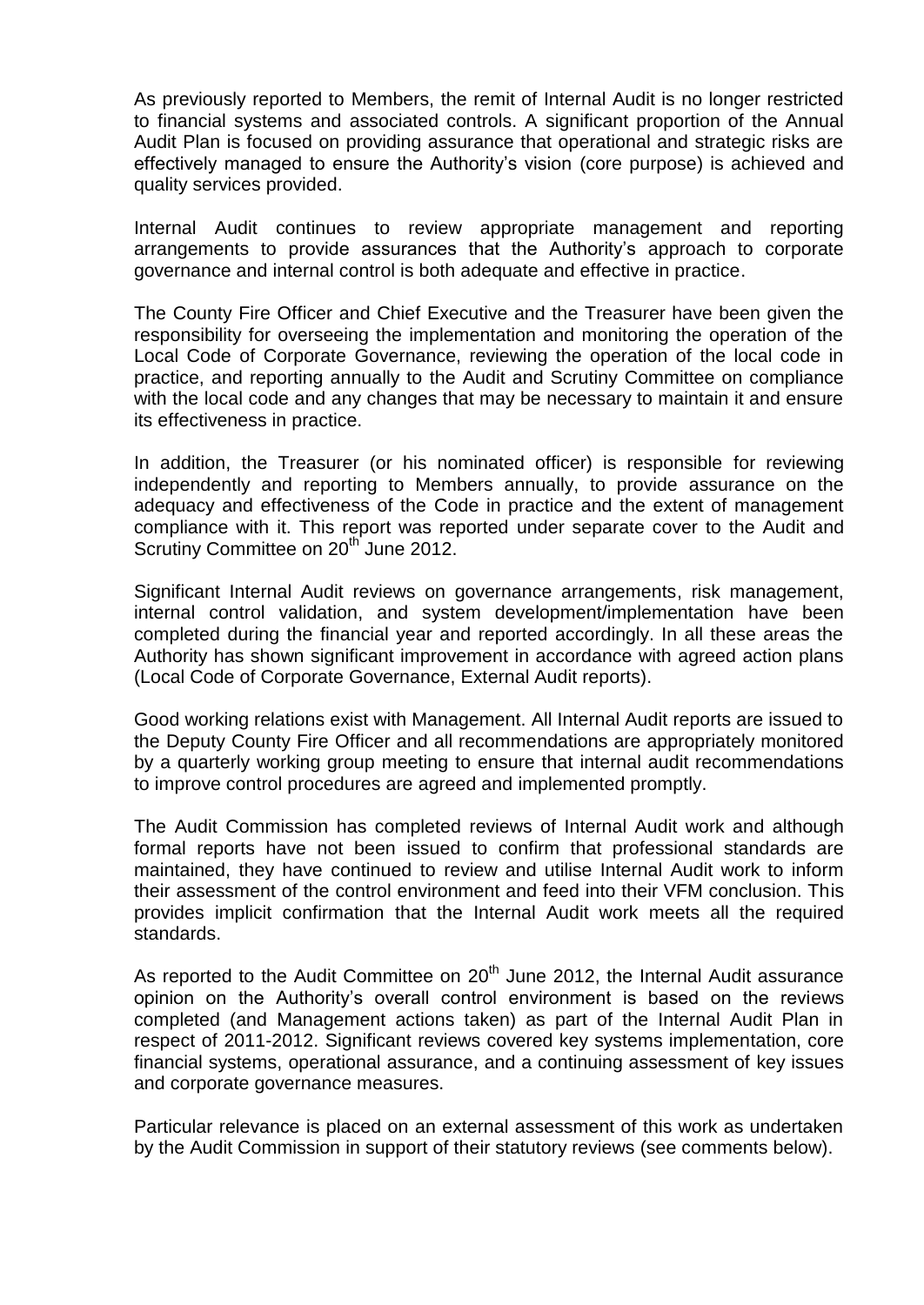As previously reported to Members, the remit of Internal Audit is no longer restricted to financial systems and associated controls. A significant proportion of the Annual Audit Plan is focused on providing assurance that operational and strategic risks are effectively managed to ensure the Authority's vision (core purpose) is achieved and quality services provided.

Internal Audit continues to review appropriate management and reporting arrangements to provide assurances that the Authority's approach to corporate governance and internal control is both adequate and effective in practice.

The County Fire Officer and Chief Executive and the Treasurer have been given the responsibility for overseeing the implementation and monitoring the operation of the Local Code of Corporate Governance, reviewing the operation of the local code in practice, and reporting annually to the Audit and Scrutiny Committee on compliance with the local code and any changes that may be necessary to maintain it and ensure its effectiveness in practice.

In addition, the Treasurer (or his nominated officer) is responsible for reviewing independently and reporting to Members annually, to provide assurance on the adequacy and effectiveness of the Code in practice and the extent of management compliance with it. This report was reported under separate cover to the Audit and Scrutiny Committee on 20th June 2012.

Significant Internal Audit reviews on governance arrangements, risk management, internal control validation, and system development/implementation have been completed during the financial year and reported accordingly. In all these areas the Authority has shown significant improvement in accordance with agreed action plans (Local Code of Corporate Governance, External Audit reports).

Good working relations exist with Management. All Internal Audit reports are issued to the Deputy County Fire Officer and all recommendations are appropriately monitored by a quarterly working group meeting to ensure that internal audit recommendations to improve control procedures are agreed and implemented promptly.

The Audit Commission has completed reviews of Internal Audit work and although formal reports have not been issued to confirm that professional standards are maintained, they have continued to review and utilise Internal Audit work to inform their assessment of the control environment and feed into their VFM conclusion. This provides implicit confirmation that the Internal Audit work meets all the required standards.

As reported to the Audit Committee on 20th June 2012, the Internal Audit assurance opinion on the Authority's overall control environment is based on the reviews completed (and Management actions taken) as part of the Internal Audit Plan in respect of 2011-2012. Significant reviews covered key systems implementation, core financial systems, operational assurance, and a continuing assessment of key issues and corporate governance measures.

Particular relevance is placed on an external assessment of this work as undertaken by the Audit Commission in support of their statutory reviews (see comments below).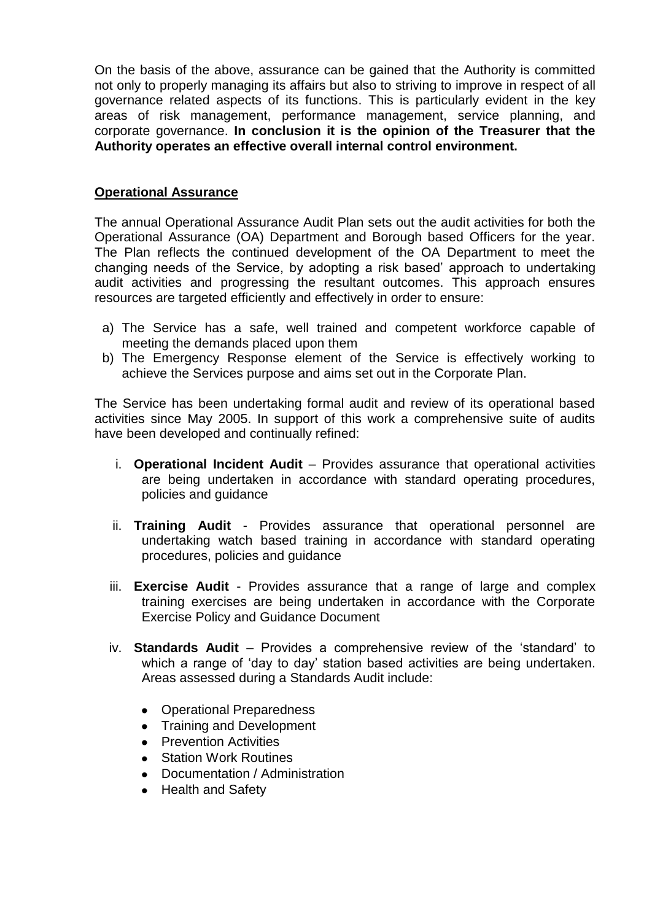On the basis of the above, assurance can be gained that the Authority is committed not only to properly managing its affairs but also to striving to improve in respect of all governance related aspects of its functions. This is particularly evident in the key areas of risk management, performance management, service planning, and corporate governance. **In conclusion it is the opinion of the Treasurer that the Authority operates an effective overall internal control environment.**

## Operational Assurance

The annual Operational Assurance Audit Plan sets out the audit activities for both the Operational Assurance (OA) Department and Borough based Officers for the year. The Plan reflects the continued development of the OA Department to meet the changing needs of the Service, by adopting a risk based' approach to undertaking audit activities and progressing the resultant outcomes. This approach ensures resources are targeted efficiently and effectively in order to ensure:

a) The Service has a safe, well trained and competent workforce capable of meeting the demands placed upon them
b) The Emergency Response element of the Service is effectively working to achieve the Services purpose and aims set out in the Corporate Plan.

The Service has been undertaking formal audit and review of its operational based activities since May 2005. In support of this work a comprehensive suite of audits have been developed and continually refined:

i. **Operational Incident Audit** – Provides assurance that operational activities are being undertaken in accordance with standard operating procedures, policies and guidance

ii. **Training Audit** - Provides assurance that operational personnel are undertaking watch based training in accordance with standard operating procedures, policies and guidance

iii. **Exercise Audit** - Provides assurance that a range of large and complex training exercises are being undertaken in accordance with the Corporate Exercise Policy and Guidance Document

iv. **Standards Audit** – Provides a comprehensive review of the 'standard' to which a range of 'day to day' station based activities are being undertaken. Areas assessed during a Standards Audit include:

- Operational Preparedness
- Training and Development
- Prevention Activities
- Station Work Routines
- Documentation / Administration
- Health and Safety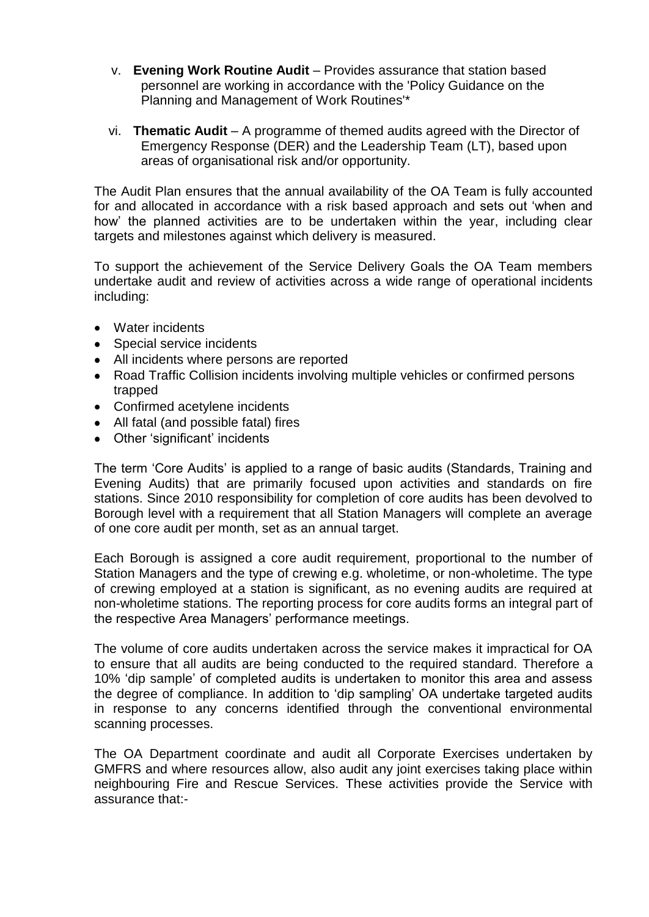v. **Evening Work Routine Audit** – Provides assurance that station based personnel are working in accordance with the 'Policy Guidance on the Planning and Management of Work Routines'*

vi. **Thematic Audit** – A programme of themed audits agreed with the Director of Emergency Response (DER) and the Leadership Team (LT), based upon areas of organisational risk and/or opportunity.

The Audit Plan ensures that the annual availability of the OA Team is fully accounted for and allocated in accordance with a risk based approach and sets out 'when and how' the planned activities are to be undertaken within the year, including clear targets and milestones against which delivery is measured.

To support the achievement of the Service Delivery Goals the OA Team members undertake audit and review of activities across a wide range of operational incidents including:

- Water incidents
- Special service incidents
- All incidents where persons are reported
- Road Traffic Collision incidents involving multiple vehicles or confirmed persons trapped
- Confirmed acetylene incidents
- All fatal (and possible fatal) fires
- Other 'significant' incidents

The term 'Core Audits' is applied to a range of basic audits (Standards, Training and Evening Audits) that are primarily focused upon activities and standards on fire stations. Since 2010 responsibility for completion of core audits has been devolved to Borough level with a requirement that all Station Managers will complete an average of one core audit per month, set as an annual target.

Each Borough is assigned a core audit requirement, proportional to the number of Station Managers and the type of crewing e.g. wholetime, or non-wholetime. The type of crewing employed at a station is significant, as no evening audits are required at non-wholetime stations. The reporting process for core audits forms an integral part of the respective Area Managers' performance meetings.

The volume of core audits undertaken across the service makes it impractical for OA to ensure that all audits are being conducted to the required standard. Therefore a 10% 'dip sample' of completed audits is undertaken to monitor this area and assess the degree of compliance. In addition to 'dip sampling' OA undertake targeted audits in response to any concerns identified through the conventional environmental scanning processes.

The OA Department coordinate and audit all Corporate Exercises undertaken by GMFRS and where resources allow, also audit any joint exercises taking place within neighbouring Fire and Rescue Services. These activities provide the Service with assurance that:-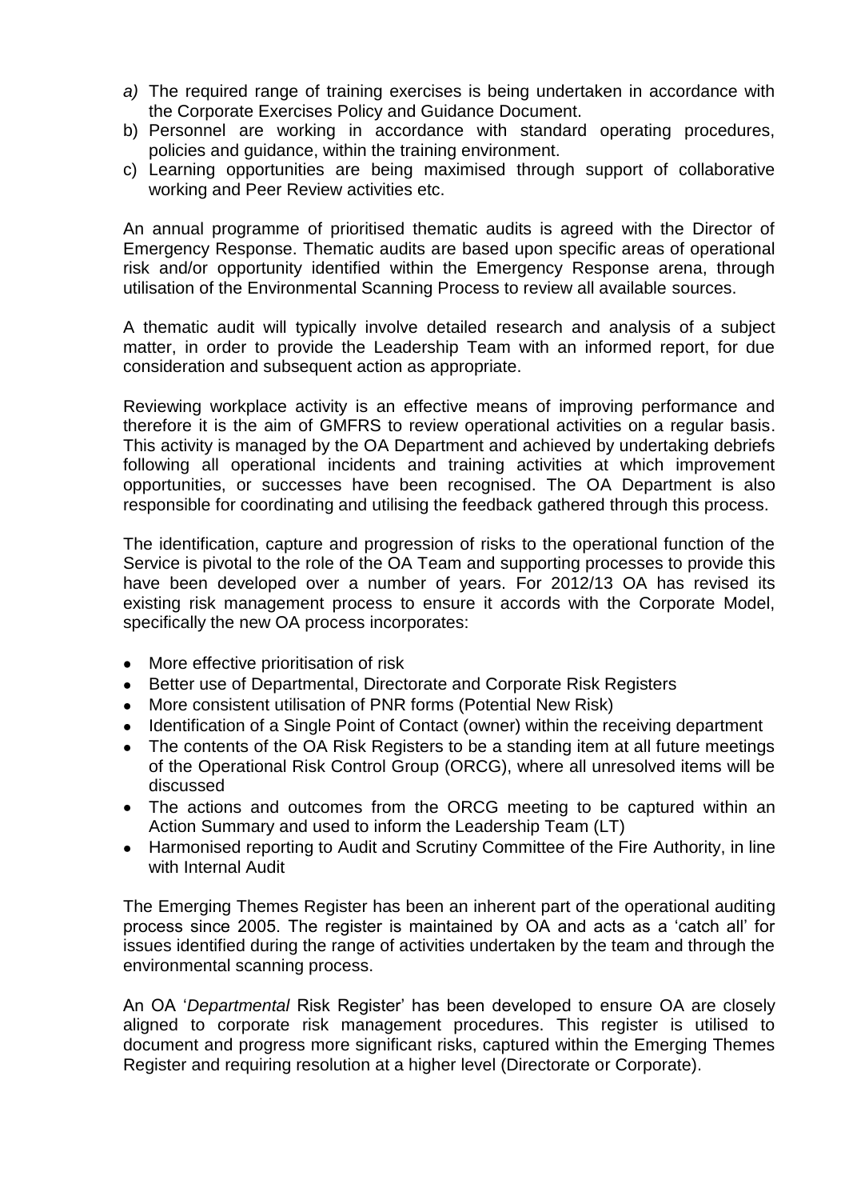a) The required range of training exercises is being undertaken in accordance with the Corporate Exercises Policy and Guidance Document.
b) Personnel are working in accordance with standard operating procedures, policies and guidance, within the training environment.
c) Learning opportunities are being maximised through support of collaborative working and Peer Review activities etc.

An annual programme of prioritised thematic audits is agreed with the Director of Emergency Response. Thematic audits are based upon specific areas of operational risk and/or opportunity identified within the Emergency Response arena, through utilisation of the Environmental Scanning Process to review all available sources.

A thematic audit will typically involve detailed research and analysis of a subject matter, in order to provide the Leadership Team with an informed report, for due consideration and subsequent action as appropriate.

Reviewing workplace activity is an effective means of improving performance and therefore it is the aim of GMFRS to review operational activities on a regular basis. This activity is managed by the OA Department and achieved by undertaking debriefs following all operational incidents and training activities at which improvement opportunities, or successes have been recognised. The OA Department is also responsible for coordinating and utilising the feedback gathered through this process.

The identification, capture and progression of risks to the operational function of the Service is pivotal to the role of the OA Team and supporting processes to provide this have been developed over a number of years. For 2012/13 OA has revised its existing risk management process to ensure it accords with the Corporate Model, specifically the new OA process incorporates:

- More effective prioritisation of risk
- Better use of Departmental, Directorate and Corporate Risk Registers
- More consistent utilisation of PNR forms (Potential New Risk)
- Identification of a Single Point of Contact (owner) within the receiving department
- The contents of the OA Risk Registers to be a standing item at all future meetings of the Operational Risk Control Group (ORCG), where all unresolved items will be discussed
- The actions and outcomes from the ORCG meeting to be captured within an Action Summary and used to inform the Leadership Team (LT)
- Harmonised reporting to Audit and Scrutiny Committee of the Fire Authority, in line with Internal Audit

The Emerging Themes Register has been an inherent part of the operational auditing process since 2005. The register is maintained by OA and acts as a 'catch all' for issues identified during the range of activities undertaken by the team and through the environmental scanning process.

An OA '*Departmental* Risk Register' has been developed to ensure OA are closely aligned to corporate risk management procedures. This register is utilised to document and progress more significant risks, captured within the Emerging Themes Register and requiring resolution at a higher level (Directorate or Corporate).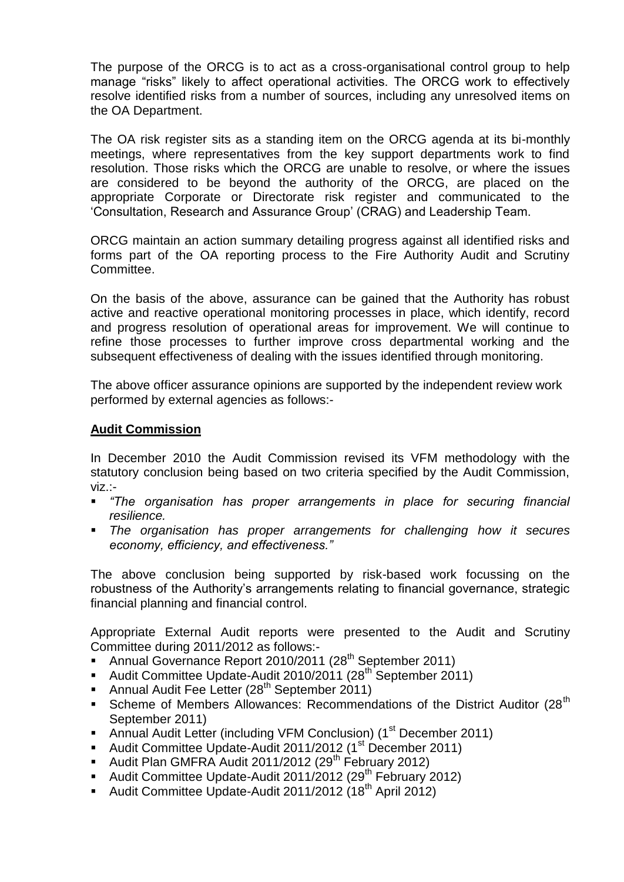The purpose of the ORCG is to act as a cross-organisational control group to help manage "risks" likely to affect operational activities. The ORCG work to effectively resolve identified risks from a number of sources, including any unresolved items on the OA Department.

The OA risk register sits as a standing item on the ORCG agenda at its bi-monthly meetings, where representatives from the key support departments work to find resolution. Those risks which the ORCG are unable to resolve, or where the issues are considered to be beyond the authority of the ORCG, are placed on the appropriate Corporate or Directorate risk register and communicated to the 'Consultation, Research and Assurance Group' (CRAG) and Leadership Team.

ORCG maintain an action summary detailing progress against all identified risks and forms part of the OA reporting process to the Fire Authority Audit and Scrutiny Committee.

On the basis of the above, assurance can be gained that the Authority has robust active and reactive operational monitoring processes in place, which identify, record and progress resolution of operational areas for improvement. We will continue to refine those processes to further improve cross departmental working and the subsequent effectiveness of dealing with the issues identified through monitoring.

The above officer assurance opinions are supported by the independent review work performed by external agencies as follows:-

**Audit Commission**

In December 2010 the Audit Commission revised its VFM methodology with the statutory conclusion being based on two criteria specified by the Audit Commission, viz.:-

- *"The organisation has proper arrangements in place for securing financial resilience.*
- *The organisation has proper arrangements for challenging how it secures economy, efficiency, and effectiveness."*

The above conclusion being supported by risk-based work focussing on the robustness of the Authority's arrangements relating to financial governance, strategic financial planning and financial control.

Appropriate External Audit reports were presented to the Audit and Scrutiny Committee during 2011/2012 as follows:-

- Annual Governance Report 2010/2011 (28th September 2011)
- Audit Committee Update-Audit 2010/2011 (28th September 2011)
- Annual Audit Fee Letter (28th September 2011)
- Scheme of Members Allowances: Recommendations of the District Auditor (28th September 2011)
- Annual Audit Letter (including VFM Conclusion) (1st December 2011)
- Audit Committee Update-Audit 2011/2012 (1st December 2011)
- Audit Plan GMFRA Audit 2011/2012 (29th February 2012)
- Audit Committee Update-Audit 2011/2012 (29th February 2012)
- Audit Committee Update-Audit 2011/2012 (18th April 2012)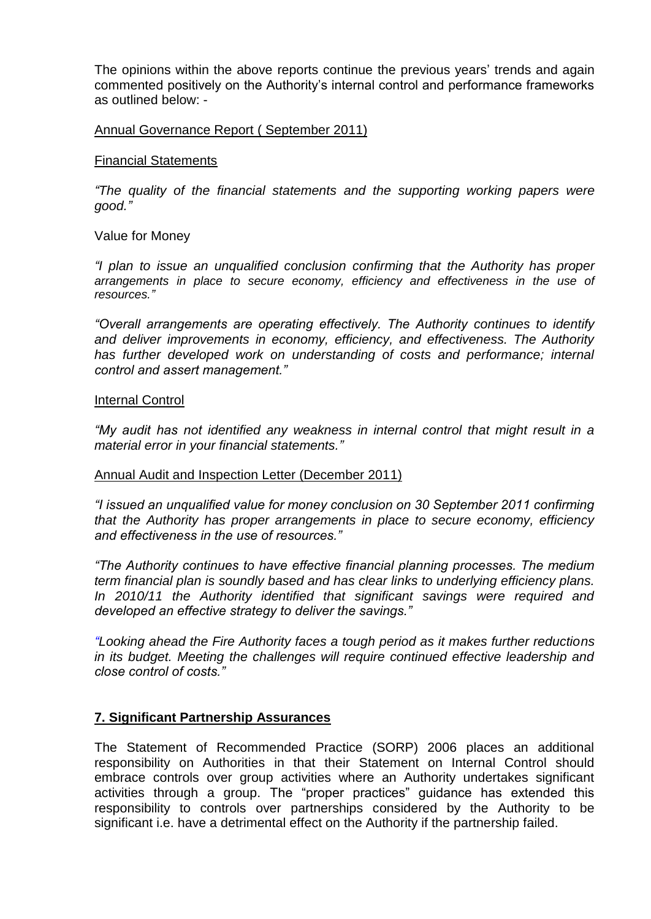The opinions within the above reports continue the previous years' trends and again commented positively on the Authority's internal control and performance frameworks as outlined below: -

Annual Governance Report ( September 2011)

Financial Statements

*"The quality of the financial statements and the supporting working papers were good."*

Value for Money

*"I plan to issue an unqualified conclusion confirming that the Authority has proper arrangements in place to secure economy, efficiency and effectiveness in the use of resources."*

*"Overall arrangements are operating effectively. The Authority continues to identify and deliver improvements in economy, efficiency, and effectiveness. The Authority has further developed work on understanding of costs and performance; internal control and assert management."*

Internal Control

*"My audit has not identified any weakness in internal control that might result in a material error in your financial statements."*

Annual Audit and Inspection Letter (December 2011)

*"I issued an unqualified value for money conclusion on 30 September 2011 confirming that the Authority has proper arrangements in place to secure economy, efficiency and effectiveness in the use of resources."*

*"The Authority continues to have effective financial planning processes. The medium term financial plan is soundly based and has clear links to underlying efficiency plans. In 2010/11 the Authority identified that significant savings were required and developed an effective strategy to deliver the savings."*

*"Looking ahead the Fire Authority faces a tough period as it makes further reductions in its budget. Meeting the challenges will require continued effective leadership and close control of costs."*

## 7. Significant Partnership Assurances

The Statement of Recommended Practice (SORP) 2006 places an additional responsibility on Authorities in that their Statement on Internal Control should embrace controls over group activities where an Authority undertakes significant activities through a group. The "proper practices" guidance has extended this responsibility to controls over partnerships considered by the Authority to be significant i.e. have a detrimental effect on the Authority if the partnership failed.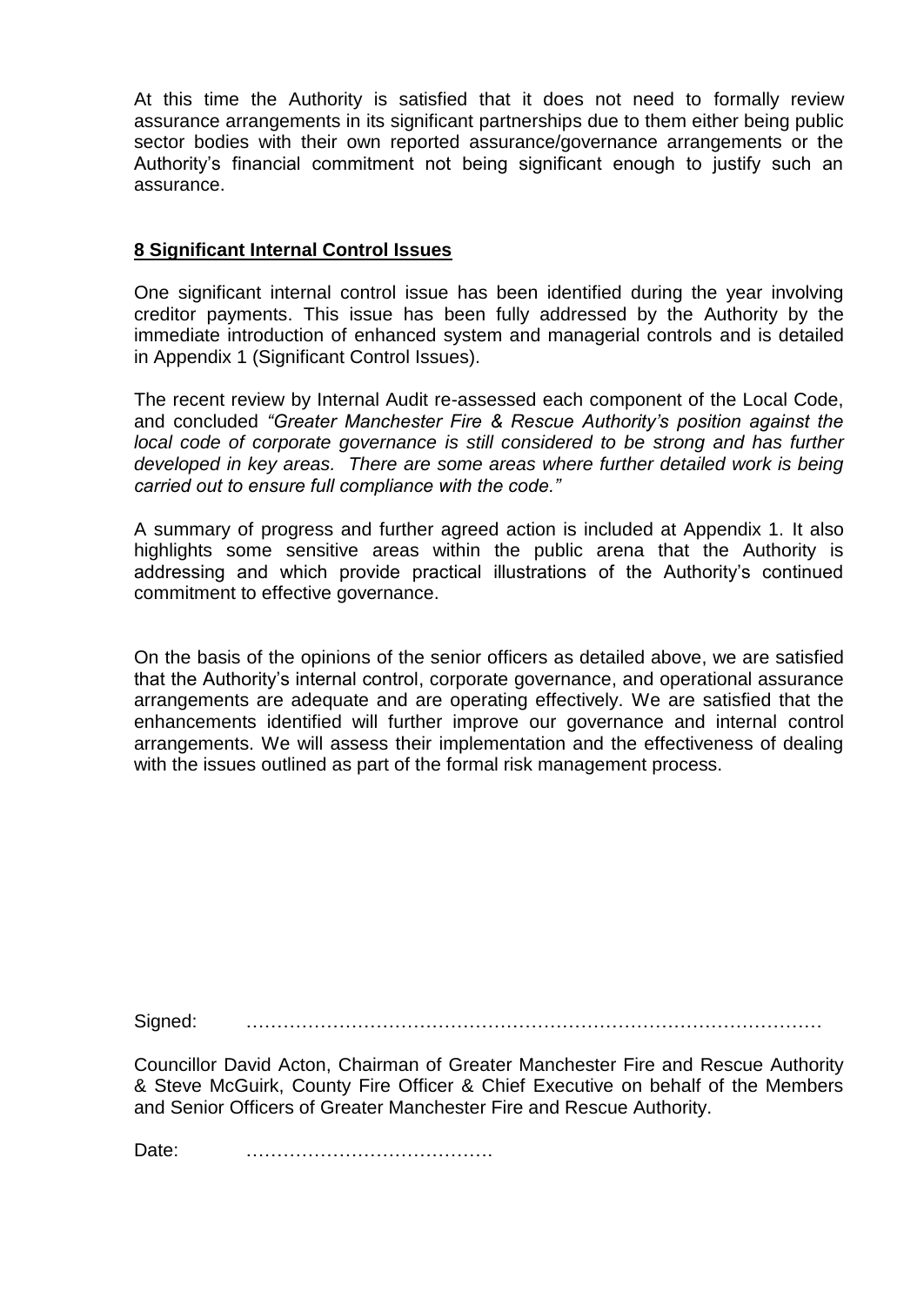At this time the Authority is satisfied that it does not need to formally review assurance arrangements in its significant partnerships due to them either being public sector bodies with their own reported assurance/governance arrangements or the Authority's financial commitment not being significant enough to justify such an assurance.

## 8 Significant Internal Control Issues

One significant internal control issue has been identified during the year involving creditor payments. This issue has been fully addressed by the Authority by the immediate introduction of enhanced system and managerial controls and is detailed in Appendix 1 (Significant Control Issues).

The recent review by Internal Audit re-assessed each component of the Local Code, and concluded *"Greater Manchester Fire & Rescue Authority's position against the local code of corporate governance is still considered to be strong and has further developed in key areas. There are some areas where further detailed work is being carried out to ensure full compliance with the code."*

A summary of progress and further agreed action is included at Appendix 1. It also highlights some sensitive areas within the public arena that the Authority is addressing and which provide practical illustrations of the Authority's continued commitment to effective governance.

On the basis of the opinions of the senior officers as detailed above, we are satisfied that the Authority's internal control, corporate governance, and operational assurance arrangements are adequate and are operating effectively. We are satisfied that the enhancements identified will further improve our governance and internal control arrangements. We will assess their implementation and the effectiveness of dealing with the issues outlined as part of the formal risk management process.

Signed: ………………………………………………………………………………

Councillor David Acton, Chairman of Greater Manchester Fire and Rescue Authority & Steve McGuirk, County Fire Officer & Chief Executive on behalf of the Members and Senior Officers of Greater Manchester Fire and Rescue Authority.

Date: ………………………………….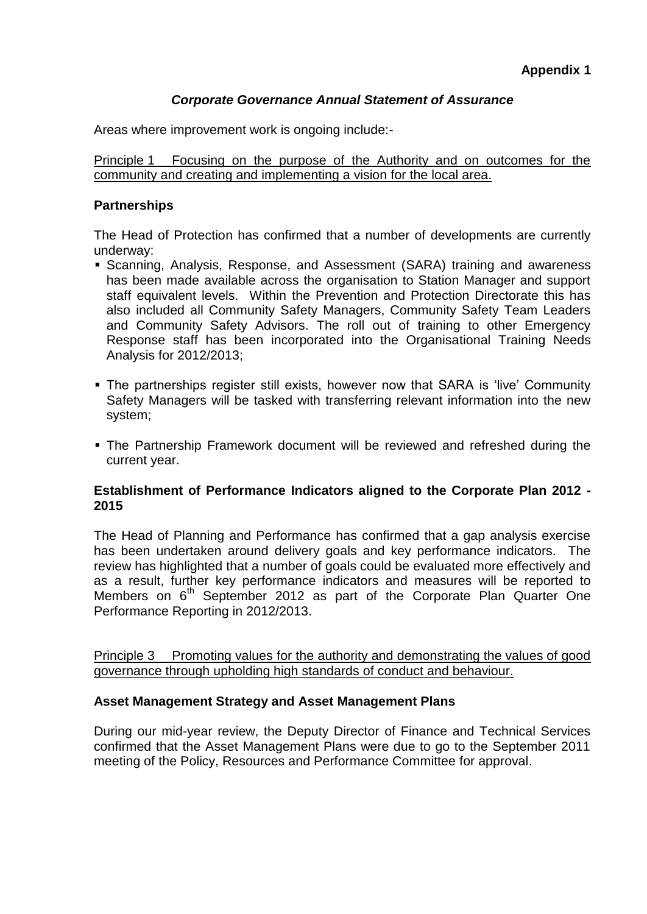**Appendix 1**

## *Corporate Governance Annual Statement of Assurance*

Areas where improvement work is ongoing include:-

Principle 1 Focusing on the purpose of the Authority and on outcomes for the community and creating and implementing a vision for the local area.

### Partnerships

The Head of Protection has confirmed that a number of developments are currently underway:

- Scanning, Analysis, Response, and Assessment (SARA) training and awareness has been made available across the organisation to Station Manager and support staff equivalent levels. Within the Prevention and Protection Directorate this has also included all Community Safety Managers, Community Safety Team Leaders and Community Safety Advisors. The roll out of training to other Emergency Response staff has been incorporated into the Organisational Training Needs Analysis for 2012/2013;
- The partnerships register still exists, however now that SARA is 'live' Community Safety Managers will be tasked with transferring relevant information into the new system;
- The Partnership Framework document will be reviewed and refreshed during the current year.

### Establishment of Performance Indicators aligned to the Corporate Plan 2012 - 2015

The Head of Planning and Performance has confirmed that a gap analysis exercise has been undertaken around delivery goals and key performance indicators. The review has highlighted that a number of goals could be evaluated more effectively and as a result, further key performance indicators and measures will be reported to Members on 6th September 2012 as part of the Corporate Plan Quarter One Performance Reporting in 2012/2013.

Principle 3 Promoting values for the authority and demonstrating the values of good governance through upholding high standards of conduct and behaviour.

### Asset Management Strategy and Asset Management Plans

During our mid-year review, the Deputy Director of Finance and Technical Services confirmed that the Asset Management Plans were due to go to the September 2011 meeting of the Policy, Resources and Performance Committee for approval.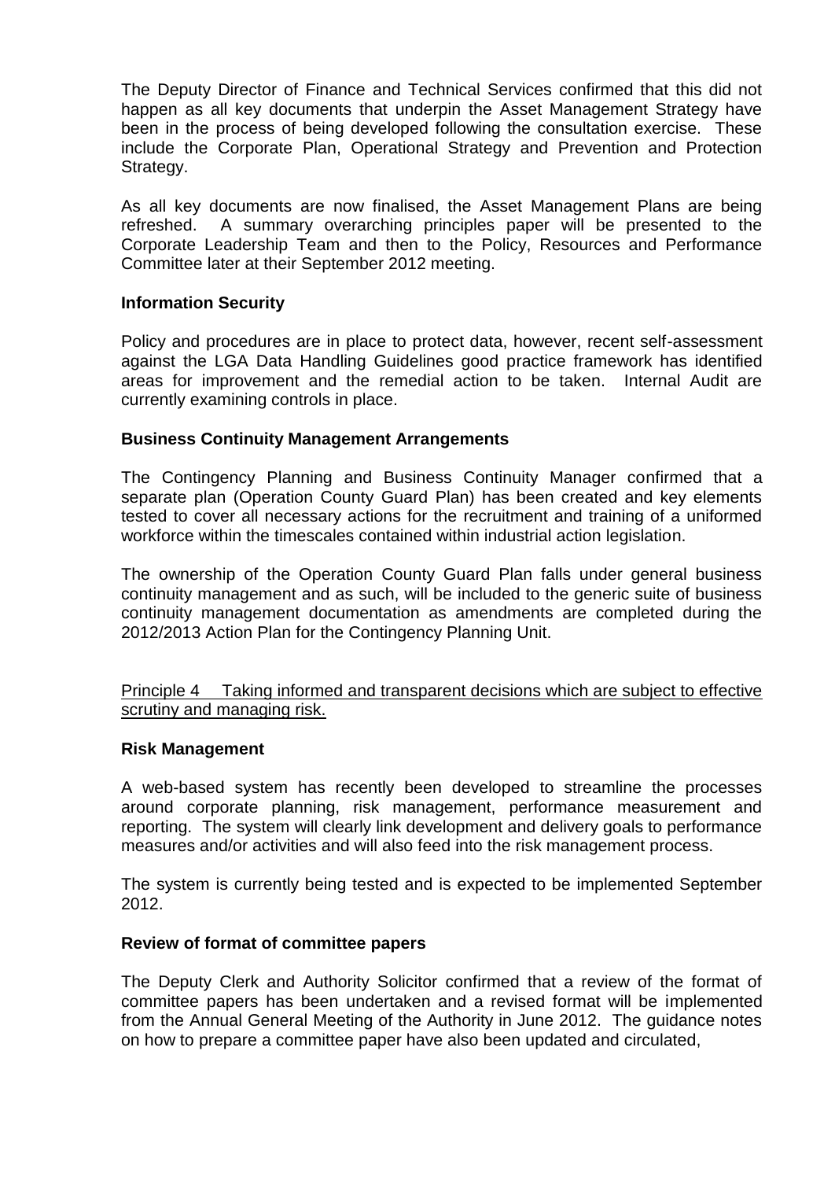The Deputy Director of Finance and Technical Services confirmed that this did not happen as all key documents that underpin the Asset Management Strategy have been in the process of being developed following the consultation exercise. These include the Corporate Plan, Operational Strategy and Prevention and Protection Strategy.

As all key documents are now finalised, the Asset Management Plans are being refreshed. A summary overarching principles paper will be presented to the Corporate Leadership Team and then to the Policy, Resources and Performance Committee later at their September 2012 meeting.

**Information Security**

Policy and procedures are in place to protect data, however, recent self-assessment against the LGA Data Handling Guidelines good practice framework has identified areas for improvement and the remedial action to be taken. Internal Audit are currently examining controls in place.

**Business Continuity Management Arrangements**

The Contingency Planning and Business Continuity Manager confirmed that a separate plan (Operation County Guard Plan) has been created and key elements tested to cover all necessary actions for the recruitment and training of a uniformed workforce within the timescales contained within industrial action legislation.

The ownership of the Operation County Guard Plan falls under general business continuity management and as such, will be included to the generic suite of business continuity management documentation as amendments are completed during the 2012/2013 Action Plan for the Contingency Planning Unit.

<u>Principle 4 Taking informed and transparent decisions which are subject to effective scrutiny and managing risk.</u>

**Risk Management**

A web-based system has recently been developed to streamline the processes around corporate planning, risk management, performance measurement and reporting. The system will clearly link development and delivery goals to performance measures and/or activities and will also feed into the risk management process.

The system is currently being tested and is expected to be implemented September 2012.

**Review of format of committee papers**

The Deputy Clerk and Authority Solicitor confirmed that a review of the format of committee papers has been undertaken and a revised format will be implemented from the Annual General Meeting of the Authority in June 2012. The guidance notes on how to prepare a committee paper have also been updated and circulated,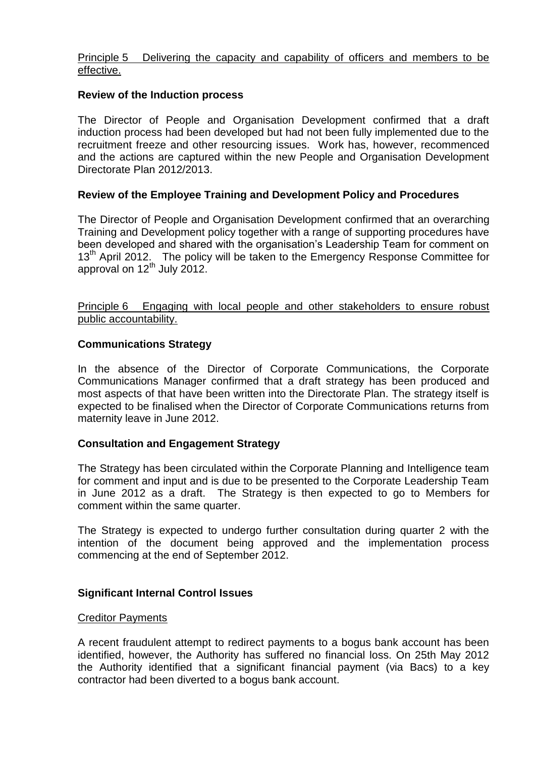Principle 5 Delivering the capacity and capability of officers and members to be effective.

**Review of the Induction process**

The Director of People and Organisation Development confirmed that a draft induction process had been developed but had not been fully implemented due to the recruitment freeze and other resourcing issues. Work has, however, recommenced and the actions are captured within the new People and Organisation Development Directorate Plan 2012/2013.

**Review of the Employee Training and Development Policy and Procedures**

The Director of People and Organisation Development confirmed that an overarching Training and Development policy together with a range of supporting procedures have been developed and shared with the organisation's Leadership Team for comment on 13th April 2012. The policy will be taken to the Emergency Response Committee for approval on 12th July 2012.

Principle 6 Engaging with local people and other stakeholders to ensure robust public accountability.

**Communications Strategy**

In the absence of the Director of Corporate Communications, the Corporate Communications Manager confirmed that a draft strategy has been produced and most aspects of that have been written into the Directorate Plan. The strategy itself is expected to be finalised when the Director of Corporate Communications returns from maternity leave in June 2012.

**Consultation and Engagement Strategy**

The Strategy has been circulated within the Corporate Planning and Intelligence team for comment and input and is due to be presented to the Corporate Leadership Team in June 2012 as a draft. The Strategy is then expected to go to Members for comment within the same quarter.

The Strategy is expected to undergo further consultation during quarter 2 with the intention of the document being approved and the implementation process commencing at the end of September 2012.

**Significant Internal Control Issues**

Creditor Payments

A recent fraudulent attempt to redirect payments to a bogus bank account has been identified, however, the Authority has suffered no financial loss. On 25th May 2012 the Authority identified that a significant financial payment (via Bacs) to a key contractor had been diverted to a bogus bank account.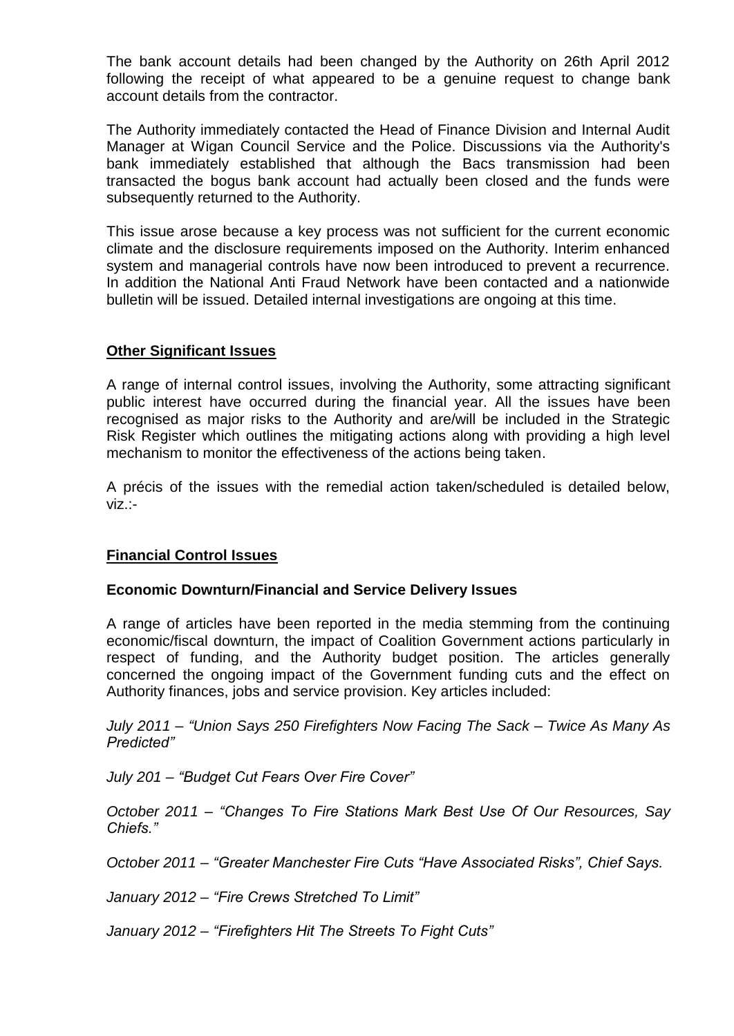The bank account details had been changed by the Authority on 26th April 2012 following the receipt of what appeared to be a genuine request to change bank account details from the contractor.

The Authority immediately contacted the Head of Finance Division and Internal Audit Manager at Wigan Council Service and the Police. Discussions via the Authority's bank immediately established that although the Bacs transmission had been transacted the bogus bank account had actually been closed and the funds were subsequently returned to the Authority.

This issue arose because a key process was not sufficient for the current economic climate and the disclosure requirements imposed on the Authority. Interim enhanced system and managerial controls have now been introduced to prevent a recurrence. In addition the National Anti Fraud Network have been contacted and a nationwide bulletin will be issued. Detailed internal investigations are ongoing at this time.

## Other Significant Issues

A range of internal control issues, involving the Authority, some attracting significant public interest have occurred during the financial year. All the issues have been recognised as major risks to the Authority and are/will be included in the Strategic Risk Register which outlines the mitigating actions along with providing a high level mechanism to monitor the effectiveness of the actions being taken.

A précis of the issues with the remedial action taken/scheduled is detailed below, viz.:-

## Financial Control Issues

### Economic Downturn/Financial and Service Delivery Issues

A range of articles have been reported in the media stemming from the continuing economic/fiscal downturn, the impact of Coalition Government actions particularly in respect of funding, and the Authority budget position. The articles generally concerned the ongoing impact of the Government funding cuts and the effect on Authority finances, jobs and service provision. Key articles included:

*July 2011 – "Union Says 250 Firefighters Now Facing The Sack – Twice As Many As Predicted"*

*July 201 – "Budget Cut Fears Over Fire Cover"*

*October 2011 – "Changes To Fire Stations Mark Best Use Of Our Resources, Say Chiefs."*

*October 2011 – "Greater Manchester Fire Cuts "Have Associated Risks", Chief Says.*

*January 2012 – "Fire Crews Stretched To Limit"*

*January 2012 – "Firefighters Hit The Streets To Fight Cuts"*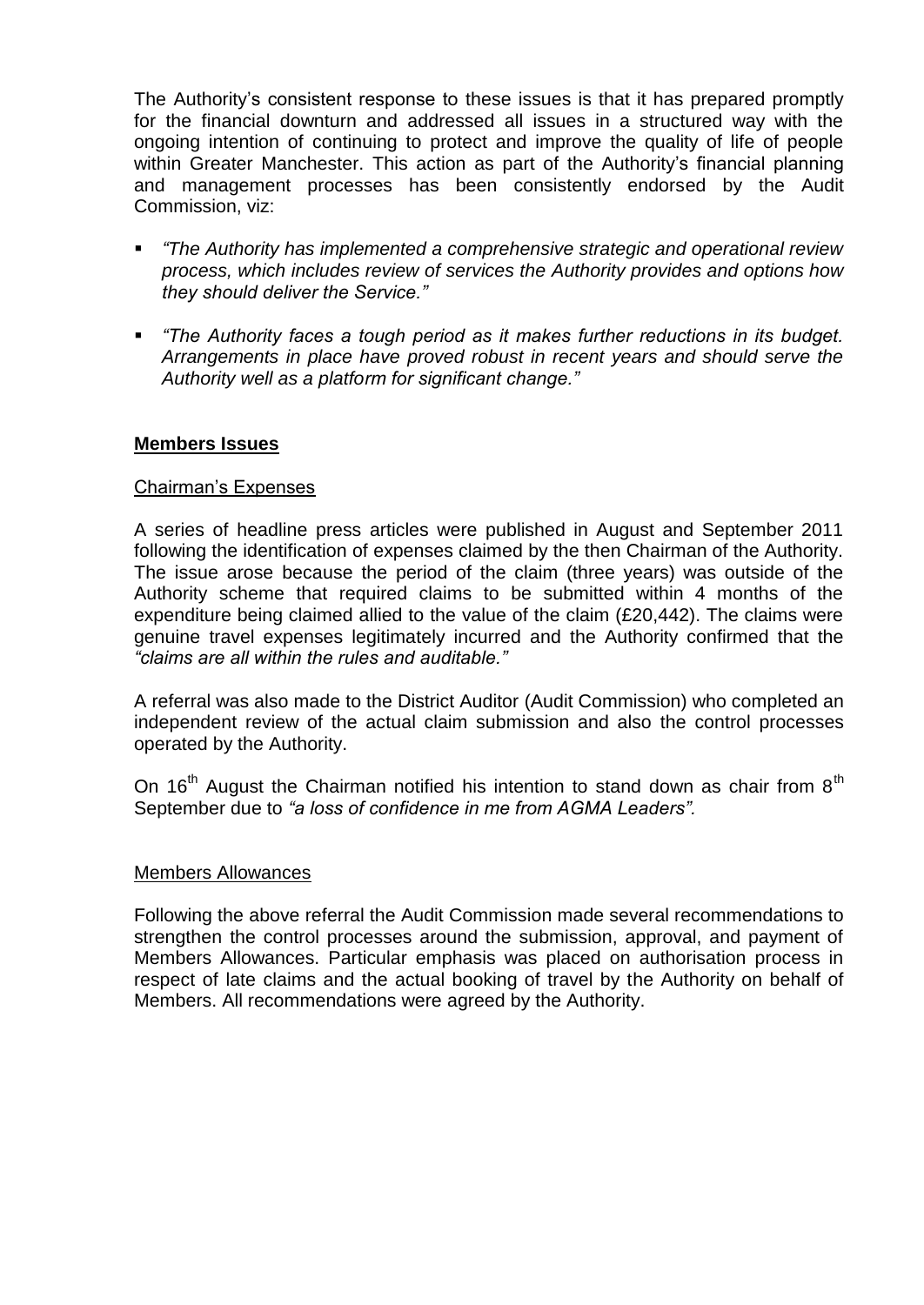The Authority's consistent response to these issues is that it has prepared promptly for the financial downturn and addressed all issues in a structured way with the ongoing intention of continuing to protect and improve the quality of life of people within Greater Manchester. This action as part of the Authority's financial planning and management processes has been consistently endorsed by the Audit Commission, viz:

- *"The Authority has implemented a comprehensive strategic and operational review process, which includes review of services the Authority provides and options how they should deliver the Service."*
- *"The Authority faces a tough period as it makes further reductions in its budget. Arrangements in place have proved robust in recent years and should serve the Authority well as a platform for significant change."*

**Members Issues**

Chairman's Expenses

A series of headline press articles were published in August and September 2011 following the identification of expenses claimed by the then Chairman of the Authority. The issue arose because the period of the claim (three years) was outside of the Authority scheme that required claims to be submitted within 4 months of the expenditure being claimed allied to the value of the claim (£20,442). The claims were genuine travel expenses legitimately incurred and the Authority confirmed that the *"claims are all within the rules and auditable."*

A referral was also made to the District Auditor (Audit Commission) who completed an independent review of the actual claim submission and also the control processes operated by the Authority.

On 16th August the Chairman notified his intention to stand down as chair from 8th September due to *"a loss of confidence in me from AGMA Leaders".*

Members Allowances

Following the above referral the Audit Commission made several recommendations to strengthen the control processes around the submission, approval, and payment of Members Allowances. Particular emphasis was placed on authorisation process in respect of late claims and the actual booking of travel by the Authority on behalf of Members. All recommendations were agreed by the Authority.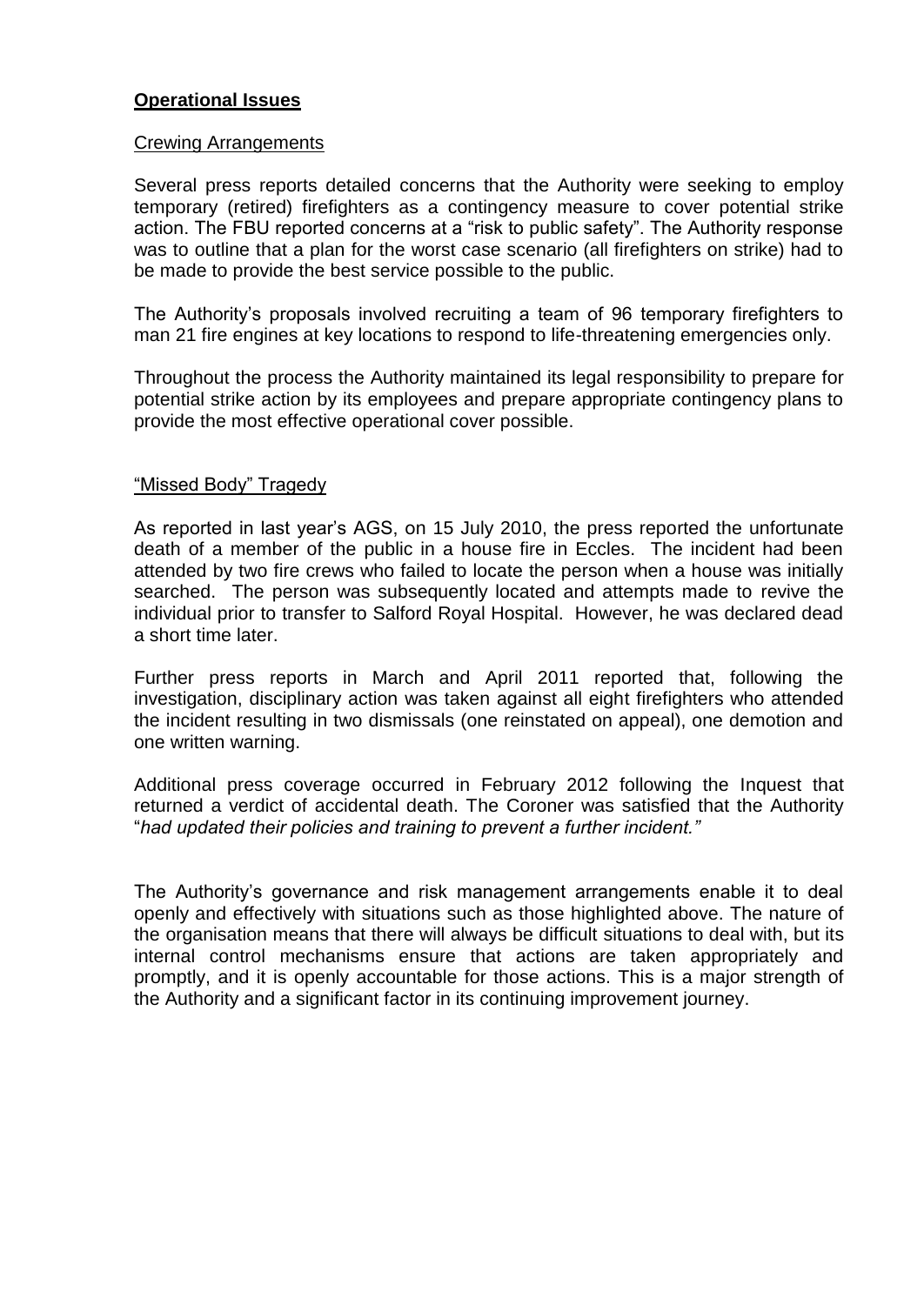## **Operational Issues**

### Crewing Arrangements

Several press reports detailed concerns that the Authority were seeking to employ temporary (retired) firefighters as a contingency measure to cover potential strike action. The FBU reported concerns at a "risk to public safety". The Authority response was to outline that a plan for the worst case scenario (all firefighters on strike) had to be made to provide the best service possible to the public.

The Authority's proposals involved recruiting a team of 96 temporary firefighters to man 21 fire engines at key locations to respond to life-threatening emergencies only.

Throughout the process the Authority maintained its legal responsibility to prepare for potential strike action by its employees and prepare appropriate contingency plans to provide the most effective operational cover possible.

### "Missed Body" Tragedy

As reported in last year's AGS, on 15 July 2010, the press reported the unfortunate death of a member of the public in a house fire in Eccles. The incident had been attended by two fire crews who failed to locate the person when a house was initially searched. The person was subsequently located and attempts made to revive the individual prior to transfer to Salford Royal Hospital. However, he was declared dead a short time later.

Further press reports in March and April 2011 reported that, following the investigation, disciplinary action was taken against all eight firefighters who attended the incident resulting in two dismissals (one reinstated on appeal), one demotion and one written warning.

Additional press coverage occurred in February 2012 following the Inquest that returned a verdict of accidental death. The Coroner was satisfied that the Authority "*had updated their policies and training to prevent a further incident.*"

The Authority's governance and risk management arrangements enable it to deal openly and effectively with situations such as those highlighted above. The nature of the organisation means that there will always be difficult situations to deal with, but its internal control mechanisms ensure that actions are taken appropriately and promptly, and it is openly accountable for those actions. This is a major strength of the Authority and a significant factor in its continuing improvement journey.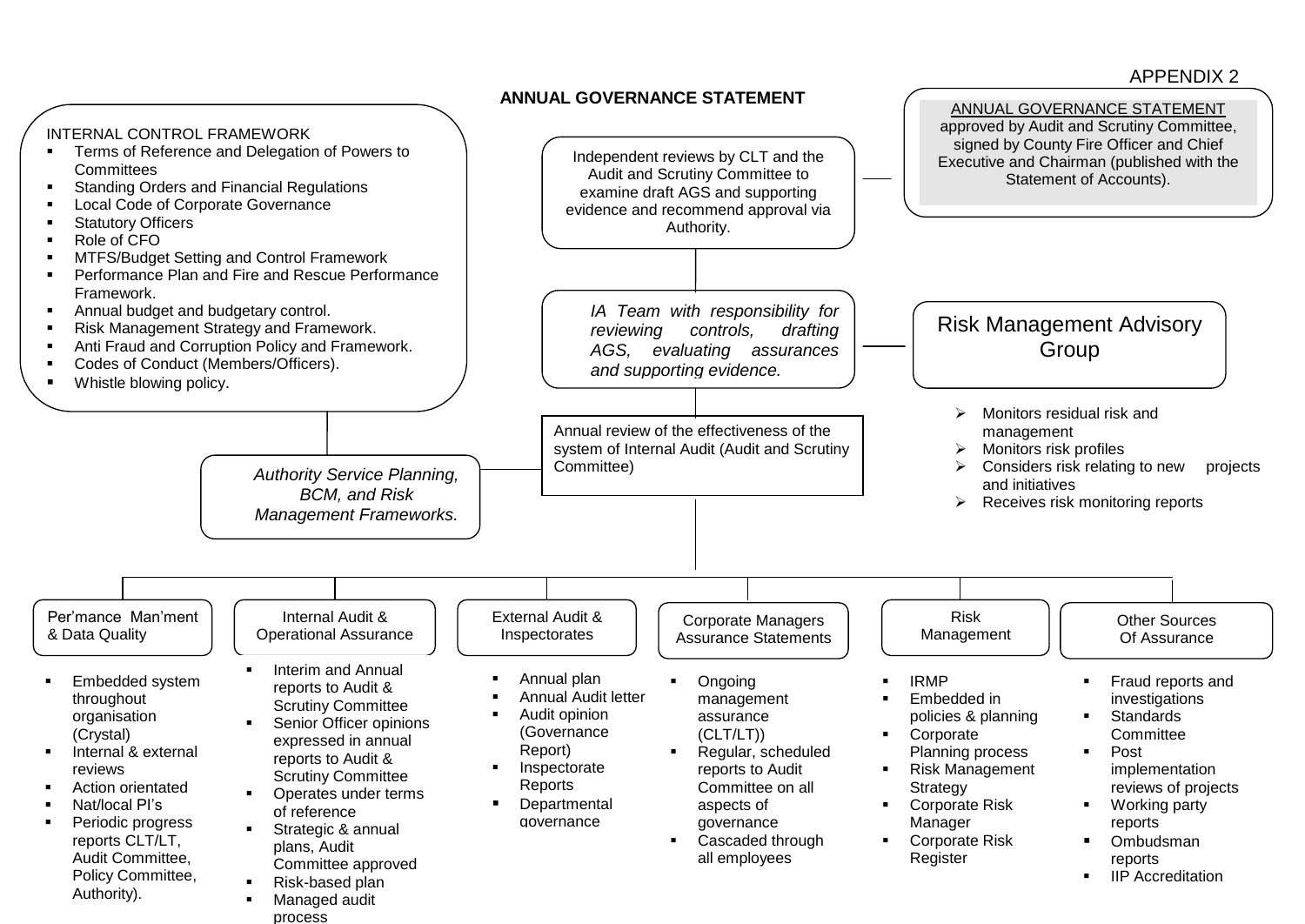APPENDIX 2

# ANNUAL GOVERNANCE STATEMENT

**ANNUAL GOVERNANCE STATEMENT** approved by Audit and Scrutiny Committee, signed by County Fire Officer and Chief Executive and Chairman (published with the Statement of Accounts).

INTERNAL CONTROL FRAMEWORK

- Terms of Reference and Delegation of Powers to Committees
- Standing Orders and Financial Regulations
- Local Code of Corporate Governance
- Statutory Officers
- Role of CFO
- MTFS/Budget Setting and Control Framework
- Performance Plan and Fire and Rescue Performance Framework.
- Annual budget and budgetary control.
- Risk Management Strategy and Framework.
- Anti Fraud and Corruption Policy and Framework.
- Codes of Conduct (Members/Officers).
- Whistle blowing policy.

Independent reviews by CLT and the Audit and Scrutiny Committee to examine draft AGS and supporting evidence and recommend approval via Authority.

*IA Team with responsibility for reviewing controls, drafting AGS, evaluating assurances and supporting evidence.*

Risk Management Advisory Group

- Monitors residual risk and management
- Monitors risk profiles
- Considers risk relating to new projects and initiatives
- Receives risk monitoring reports

Annual review of the effectiveness of the system of Internal Audit (Audit and Scrutiny Committee)

*Authority Service Planning, BCM, and Risk Management Frameworks.*

Per'mance Man'ment & Data Quality

- Embedded system throughout organisation (Crystal)
- Internal & external reviews
- Action orientated
- Nat/local PI's
- Periodic progress reports CLT/LT, Audit Committee, Policy Committee, Authority).

Internal Audit & Operational Assurance

- Interim and Annual reports to Audit & Scrutiny Committee
- Senior Officer opinions expressed in annual reports to Audit & Scrutiny Committee
- Operates under terms of reference
- Strategic & annual plans, Audit Committee approved
- Risk-based plan
- Managed audit process

External Audit & Inspectorates

- Annual plan
- Annual Audit letter
- Audit opinion (Governance Report)
- Inspectorate Reports
- Departmental governance

Corporate Managers Assurance Statements

- Ongoing management assurance (CLT/LT))
- Regular, scheduled reports to Audit Committee on all aspects of governance
- Cascaded through all employees

Risk Management

- IRMP
- Embedded in policies & planning
- Corporate Planning process
- Risk Management Strategy
- Corporate Risk Manager
- Corporate Risk Register

Other Sources Of Assurance

- Fraud reports and investigations
- Standards Committee
- Post implementation reviews of projects
- Working party reports
- Ombudsman reports
- IIP Accreditation